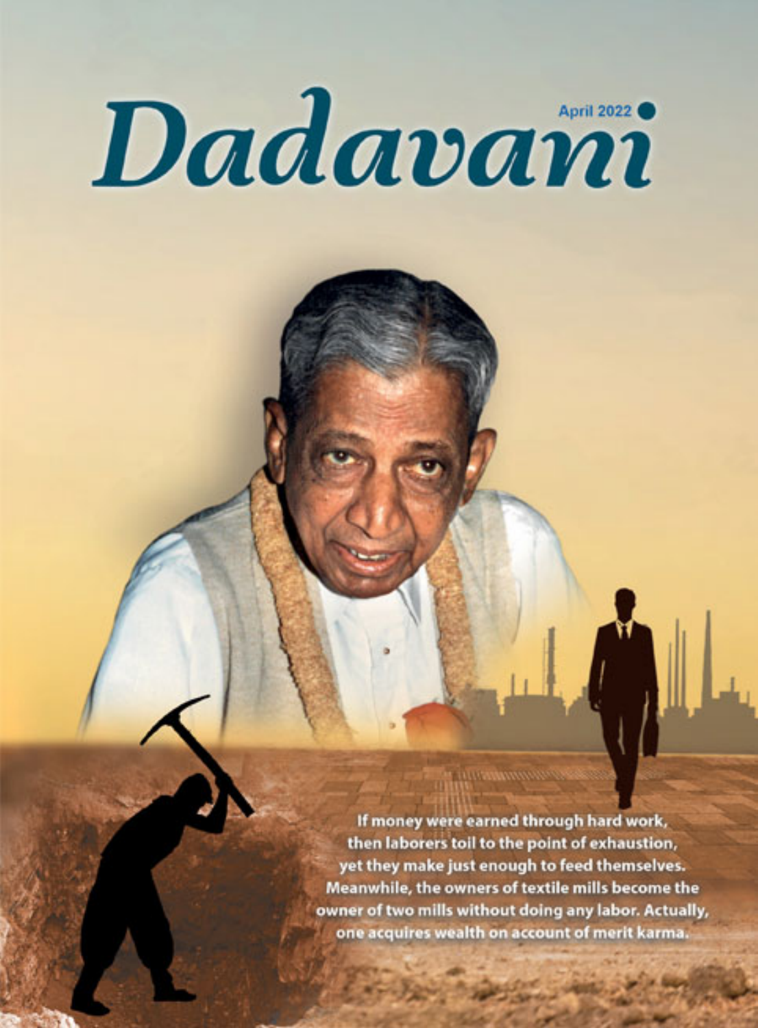# Dadavani

April 2022

If money were earned through hard work, then laborers toil to the point of exhaustion, yet they make just enough to feed themselves. Meanwhile, the owners of textile mills become the owner of two mills without doing any labor. Actually, one acquires wealth on account of merit karma.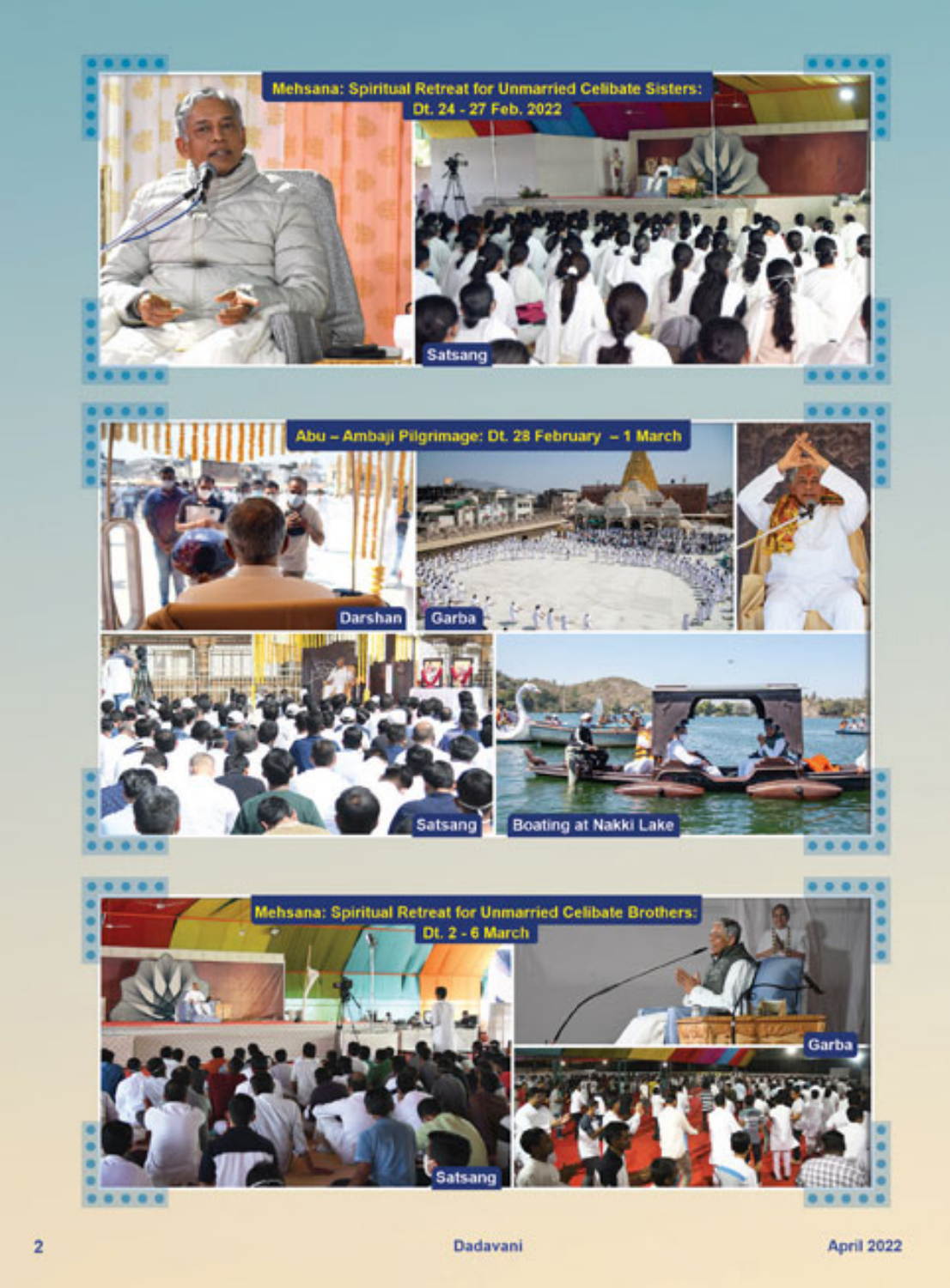## Mehsana: Spiritual Retreat for Unmarried Celibate Sisters: Dt. 24 - 27 Feb. 2022

Satsang

## Abu – Ambaji Pilgrimage: Dt. 28 February – 1 March

Darshan

Garba

Satsang

Boating at Nakki Lake

## Mehsana: Spiritual Retreat for Unmarried Celibate Brothers: Dt. 2 - 6 March

Satsang

Garba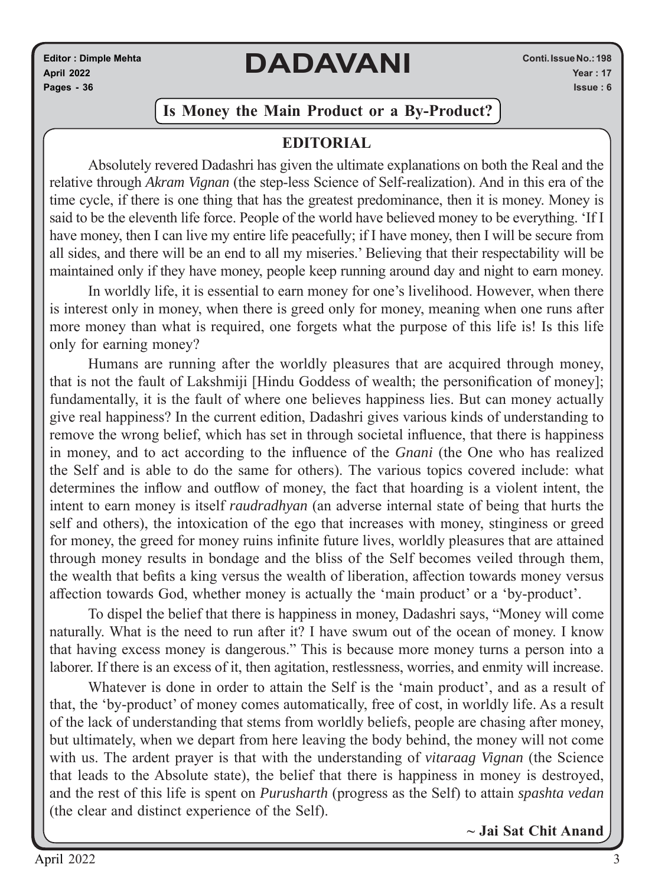# DADAVANI

Editor : Dimple Mehta
April 2022
Pages - 36

Conti. Issue No.: 198
Year : 17
Issue : 6

## Is Money the Main Product or a By-Product?

### EDITORIAL

Absolutely revered Dadashri has given the ultimate explanations on both the Real and the relative through *Akram Vignan* (the step-less Science of Self-realization). And in this era of the time cycle, if there is one thing that has the greatest predominance, then it is money. Money is said to be the eleventh life force. People of the world have believed money to be everything. 'If I have money, then I can live my entire life peacefully; if I have money, then I will be secure from all sides, and there will be an end to all my miseries.' Believing that their respectability will be maintained only if they have money, people keep running around day and night to earn money.

In worldly life, it is essential to earn money for one's livelihood. However, when there is interest only in money, when there is greed only for money, meaning when one runs after more money than what is required, one forgets what the purpose of this life is! Is this life only for earning money?

Humans are running after the worldly pleasures that are acquired through money, that is not the fault of Lakshmiji [Hindu Goddess of wealth; the personification of money]; fundamentally, it is the fault of where one believes happiness lies. But can money actually give real happiness? In the current edition, Dadashri gives various kinds of understanding to remove the wrong belief, which has set in through societal influence, that there is happiness in money, and to act according to the influence of the *Gnani* (the One who has realized the Self and is able to do the same for others). The various topics covered include: what determines the inflow and outflow of money, the fact that hoarding is a violent intent, the intent to earn money is itself *raudradhyan* (an adverse internal state of being that hurts the self and others), the intoxication of the ego that increases with money, stinginess or greed for money, the greed for money ruins infinite future lives, worldly pleasures that are attained through money results in bondage and the bliss of the Self becomes veiled through them, the wealth that befits a king versus the wealth of liberation, affection towards money versus affection towards God, whether money is actually the 'main product' or a 'by-product'.

To dispel the belief that there is happiness in money, Dadashri says, "Money will come naturally. What is the need to run after it? I have swum out of the ocean of money. I know that having excess money is dangerous." This is because more money turns a person into a laborer. If there is an excess of it, then agitation, restlessness, worries, and enmity will increase.

Whatever is done in order to attain the Self is the 'main product', and as a result of that, the 'by-product' of money comes automatically, free of cost, in worldly life. As a result of the lack of understanding that stems from worldly beliefs, people are chasing after money, but ultimately, when we depart from here leaving the body behind, the money will not come with us. The ardent prayer is that with the understanding of *vitaraag Vignan* (the Science that leads to the Absolute state), the belief that there is happiness in money is destroyed, and the rest of this life is spent on *Purusharth* (progress as the Self) to attain *spashta vedan* (the clear and distinct experience of the Self).

**~ Jai Sat Chit Anand**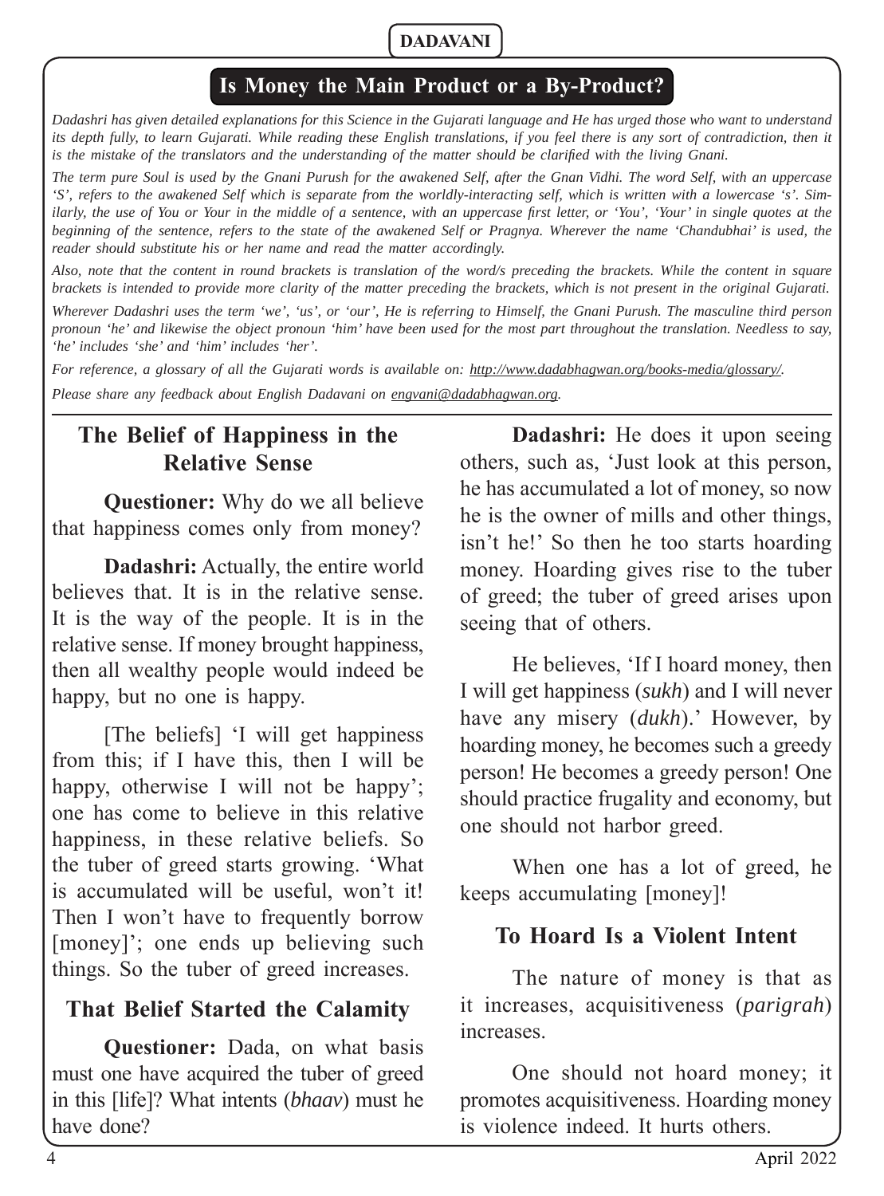## Is Money the Main Product or a By-Product?

*Dadashri has given detailed explanations for this Science in the Gujarati language and He has urged those who want to understand its depth fully, to learn Gujarati. While reading these English translations, if you feel there is any sort of contradiction, then it is the mistake of the translators and the understanding of the matter should be clarified with the living Gnani.*

*The term pure Soul is used by the Gnani Purush for the awakened Self, after the Gnan Vidhi. The word Self, with an uppercase 'S', refers to the awakened Self which is separate from the worldly-interacting self, which is written with a lowercase 's'. Similarly, the use of You or Your in the middle of a sentence, with an uppercase first letter, or 'You', 'Your' in single quotes at the beginning of the sentence, refers to the state of the awakened Self or Pragnya. Wherever the name 'Chandubhai' is used, the reader should substitute his or her name and read the matter accordingly.*

*Also, note that the content in round brackets is translation of the word/s preceding the brackets. While the content in square brackets is intended to provide more clarity of the matter preceding the brackets, which is not present in the original Gujarati.*

*Wherever Dadashri uses the term 'we', 'us', or 'our', He is referring to Himself, the Gnani Purush. The masculine third person pronoun 'he' and likewise the object pronoun 'him' have been used for the most part throughout the translation. Needless to say, 'he' includes 'she' and 'him' includes 'her'.*

*For reference, a glossary of all the Gujarati words is available on: http://www.dadabhagwan.org/books-media/glossary/.*

*Please share any feedback about English Dadavani on engvani@dadabhagwan.org.*

### The Belief of Happiness in the Relative Sense

**Questioner:** Why do we all believe that happiness comes only from money?

**Dadashri:** Actually, the entire world believes that. It is in the relative sense. It is the way of the people. It is in the relative sense. If money brought happiness, then all wealthy people would indeed be happy, but no one is happy.

[The beliefs] 'I will get happiness from this; if I have this, then I will be happy, otherwise I will not be happy'; one has come to believe in this relative happiness, in these relative beliefs. So the tuber of greed starts growing. 'What is accumulated will be useful, won't it! Then I won't have to frequently borrow [money]'; one ends up believing such things. So the tuber of greed increases.

### That Belief Started the Calamity

**Questioner:** Dada, on what basis must one have acquired the tuber of greed in this [life]? What intents (*bhaav*) must he have done?

**Dadashri:** He does it upon seeing others, such as, 'Just look at this person, he has accumulated a lot of money, so now he is the owner of mills and other things, isn't he!' So then he too starts hoarding money. Hoarding gives rise to the tuber of greed; the tuber of greed arises upon seeing that of others.

He believes, 'If I hoard money, then I will get happiness (*sukh*) and I will never have any misery (*dukh*).' However, by hoarding money, he becomes such a greedy person! He becomes a greedy person! One should practice frugality and economy, but one should not harbor greed.

When one has a lot of greed, he keeps accumulating [money]!

### To Hoard Is a Violent Intent

The nature of money is that as it increases, acquisitiveness (*parigrah*) increases.

One should not hoard money; it promotes acquisitiveness. Hoarding money is violence indeed. It hurts others.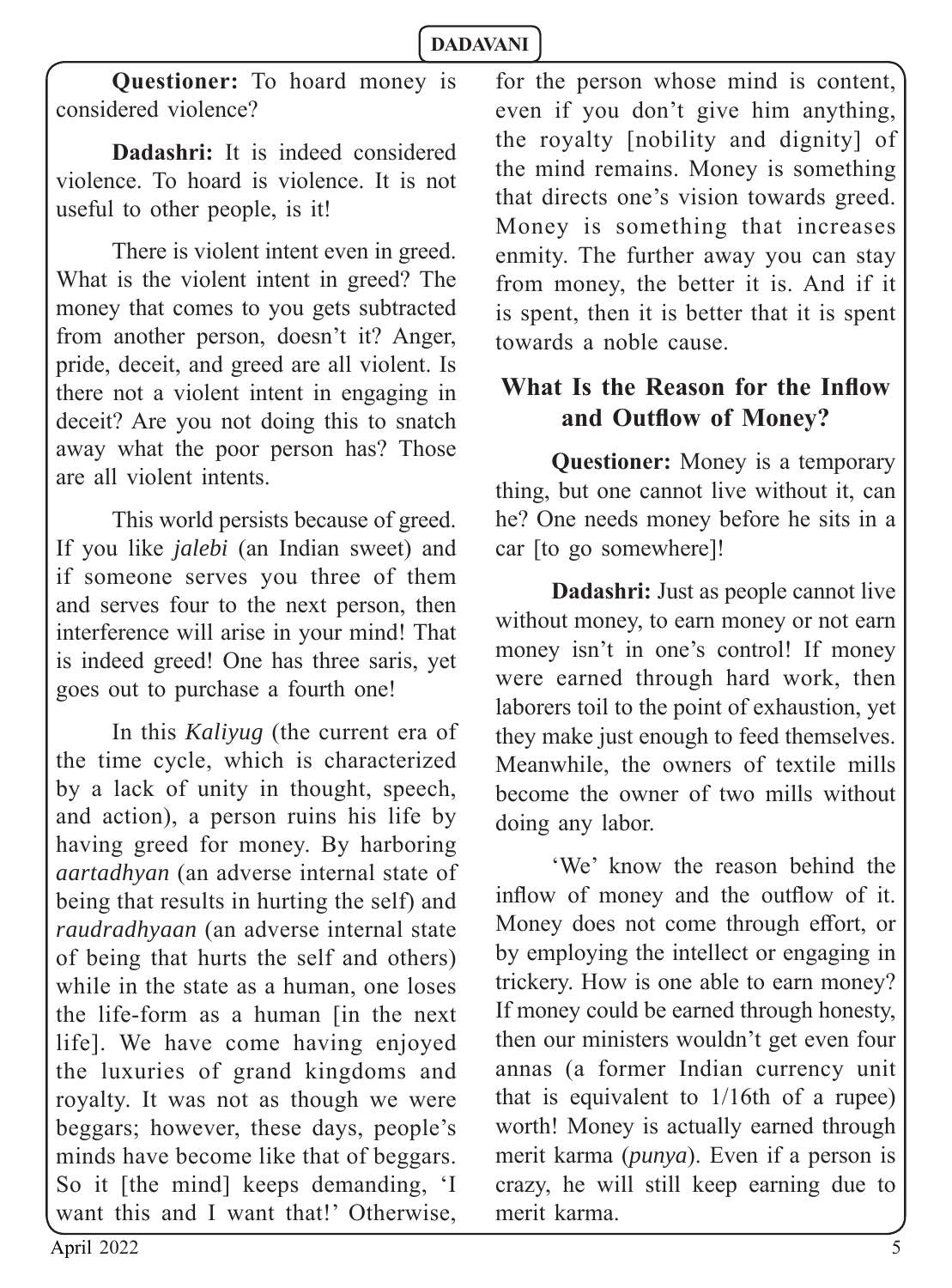**Questioner:** To hoard money is considered violence?

**Dadashri:** It is indeed considered violence. To hoard is violence. It is not useful to other people, is it!

There is violent intent even in greed. What is the violent intent in greed? The money that comes to you gets subtracted from another person, doesn't it? Anger, pride, deceit, and greed are all violent. Is there not a violent intent in engaging in deceit? Are you not doing this to snatch away what the poor person has? Those are all violent intents.

This world persists because of greed. If you like *jalebi* (an Indian sweet) and if someone serves you three of them and serves four to the next person, then interference will arise in your mind! That is indeed greed! One has three saris, yet goes out to purchase a fourth one!

In this *Kaliyug* (the current era of the time cycle, which is characterized by a lack of unity in thought, speech, and action), a person ruins his life by having greed for money. By harboring *aartadhyan* (an adverse internal state of being that results in hurting the self) and *raudradhyaan* (an adverse internal state of being that hurts the self and others) while in the state as a human, one loses the life-form as a human [in the next life]. We have come having enjoyed the luxuries of grand kingdoms and royalty. It was not as though we were beggars; however, these days, people's minds have become like that of beggars. So it [the mind] keeps demanding, 'I want this and I want that!' Otherwise, for the person whose mind is content, even if you don't give him anything, the royalty [nobility and dignity] of the mind remains. Money is something that directs one's vision towards greed. Money is something that increases enmity. The further away you can stay from money, the better it is. And if it is spent, then it is better that it is spent towards a noble cause.

## What Is the Reason for the Inflow and Outflow of Money?

**Questioner:** Money is a temporary thing, but one cannot live without it, can he? One needs money before he sits in a car [to go somewhere]!

**Dadashri:** Just as people cannot live without money, to earn money or not earn money isn't in one's control! If money were earned through hard work, then laborers toil to the point of exhaustion, yet they make just enough to feed themselves. Meanwhile, the owners of textile mills become the owner of two mills without doing any labor.

'We' know the reason behind the inflow of money and the outflow of it. Money does not come through effort, or by employing the intellect or engaging in trickery. How is one able to earn money? If money could be earned through honesty, then our ministers wouldn't get even four annas (a former Indian currency unit that is equivalent to 1/16th of a rupee) worth! Money is actually earned through merit karma (*punya*). Even if a person is crazy, he will still keep earning due to merit karma.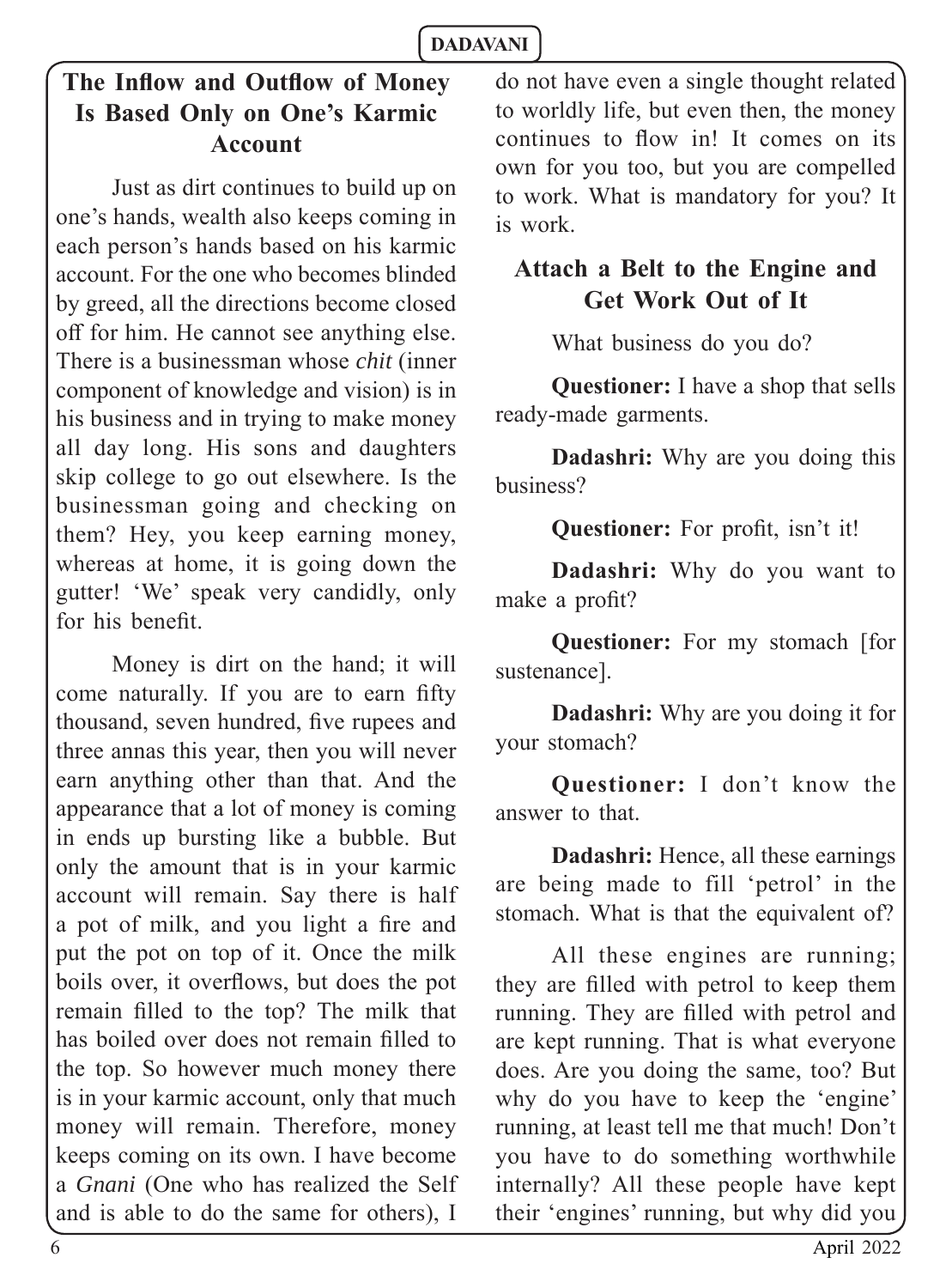## The Inflow and Outflow of Money Is Based Only on One's Karmic Account

Just as dirt continues to build up on one's hands, wealth also keeps coming in each person's hands based on his karmic account. For the one who becomes blinded by greed, all the directions become closed off for him. He cannot see anything else. There is a businessman whose *chit* (inner component of knowledge and vision) is in his business and in trying to make money all day long. His sons and daughters skip college to go out elsewhere. Is the businessman going and checking on them? Hey, you keep earning money, whereas at home, it is going down the gutter! 'We' speak very candidly, only for his benefit.

Money is dirt on the hand; it will come naturally. If you are to earn fifty thousand, seven hundred, five rupees and three annas this year, then you will never earn anything other than that. And the appearance that a lot of money is coming in ends up bursting like a bubble. But only the amount that is in your karmic account will remain. Say there is half a pot of milk, and you light a fire and put the pot on top of it. Once the milk boils over, it overflows, but does the pot remain filled to the top? The milk that has boiled over does not remain filled to the top. So however much money there is in your karmic account, only that much money will remain. Therefore, money keeps coming on its own. I have become a *Gnani* (One who has realized the Self and is able to do the same for others), I do not have even a single thought related to worldly life, but even then, the money continues to flow in! It comes on its own for you too, but you are compelled to work. What is mandatory for you? It is work.

## Attach a Belt to the Engine and Get Work Out of It

What business do you do?

**Questioner:** I have a shop that sells ready-made garments.

**Dadashri:** Why are you doing this business?

**Questioner:** For profit, isn't it!

**Dadashri:** Why do you want to make a profit?

**Questioner:** For my stomach [for sustenance].

**Dadashri:** Why are you doing it for your stomach?

**Questioner:** I don't know the answer to that.

**Dadashri:** Hence, all these earnings are being made to fill 'petrol' in the stomach. What is that the equivalent of?

All these engines are running; they are filled with petrol to keep them running. They are filled with petrol and are kept running. That is what everyone does. Are you doing the same, too? But why do you have to keep the 'engine' running, at least tell me that much! Don't you have to do something worthwhile internally? All these people have kept their 'engines' running, but why did you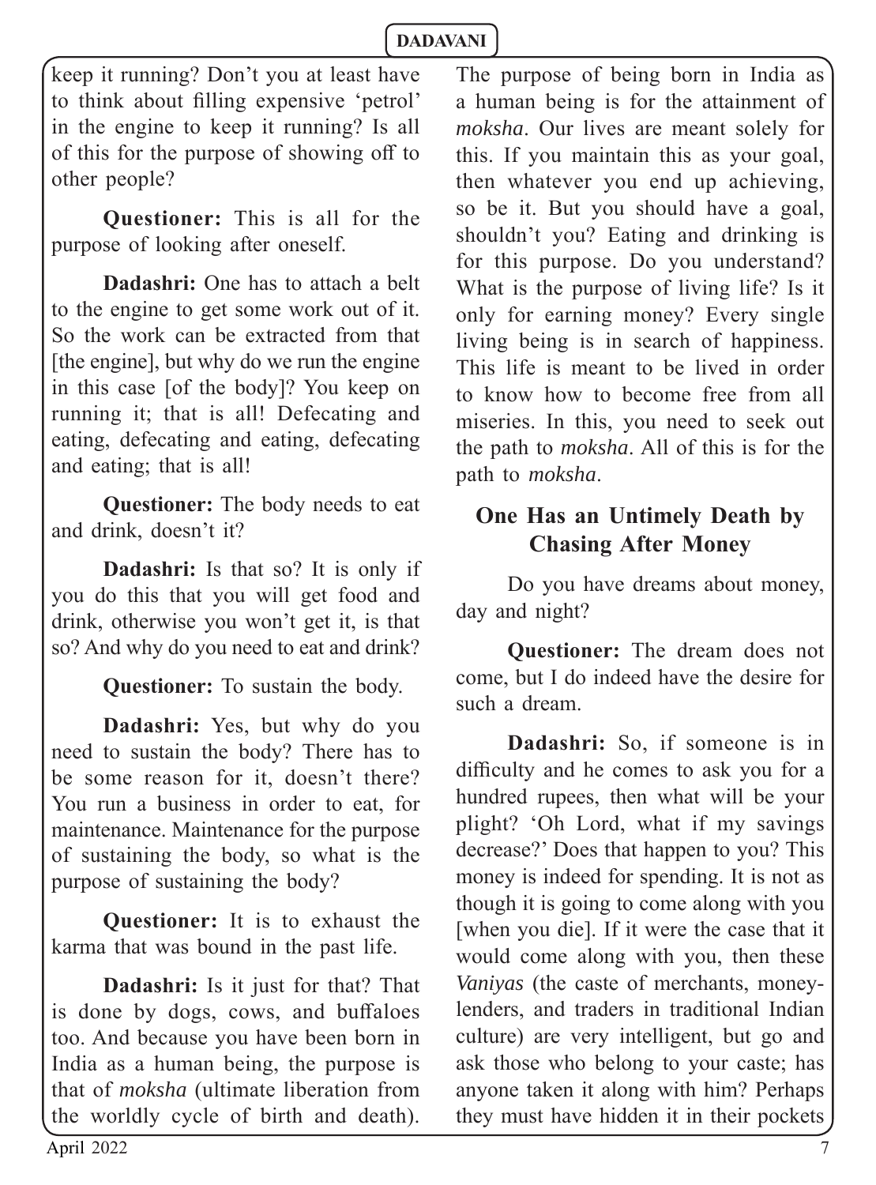keep it running? Don't you at least have to think about filling expensive 'petrol' in the engine to keep it running? Is all of this for the purpose of showing off to other people?

**Questioner:** This is all for the purpose of looking after oneself.

**Dadashri:** One has to attach a belt to the engine to get some work out of it. So the work can be extracted from that [the engine], but why do we run the engine in this case [of the body]? You keep on running it; that is all! Defecating and eating, defecating and eating, defecating and eating; that is all!

**Questioner:** The body needs to eat and drink, doesn't it?

**Dadashri:** Is that so? It is only if you do this that you will get food and drink, otherwise you won't get it, is that so? And why do you need to eat and drink?

**Questioner:** To sustain the body.

**Dadashri:** Yes, but why do you need to sustain the body? There has to be some reason for it, doesn't there? You run a business in order to eat, for maintenance. Maintenance for the purpose of sustaining the body, so what is the purpose of sustaining the body?

**Questioner:** It is to exhaust the karma that was bound in the past life.

**Dadashri:** Is it just for that? That is done by dogs, cows, and buffaloes too. And because you have been born in India as a human being, the purpose is that of *moksha* (ultimate liberation from the worldly cycle of birth and death). The purpose of being born in India as a human being is for the attainment of *moksha*. Our lives are meant solely for this. If you maintain this as your goal, then whatever you end up achieving, so be it. But you should have a goal, shouldn't you? Eating and drinking is for this purpose. Do you understand? What is the purpose of living life? Is it only for earning money? Every single living being is in search of happiness. This life is meant to be lived in order to know how to become free from all miseries. In this, you need to seek out the path to *moksha*. All of this is for the path to *moksha*.

## One Has an Untimely Death by Chasing After Money

Do you have dreams about money, day and night?

**Questioner:** The dream does not come, but I do indeed have the desire for such a dream.

**Dadashri:** So, if someone is in difficulty and he comes to ask you for a hundred rupees, then what will be your plight? 'Oh Lord, what if my savings decrease?' Does that happen to you? This money is indeed for spending. It is not as though it is going to come along with you [when you die]. If it were the case that it would come along with you, then these *Vaniyas* (the caste of merchants, money-lenders, and traders in traditional Indian culture) are very intelligent, but go and ask those who belong to your caste; has anyone taken it along with him? Perhaps they must have hidden it in their pockets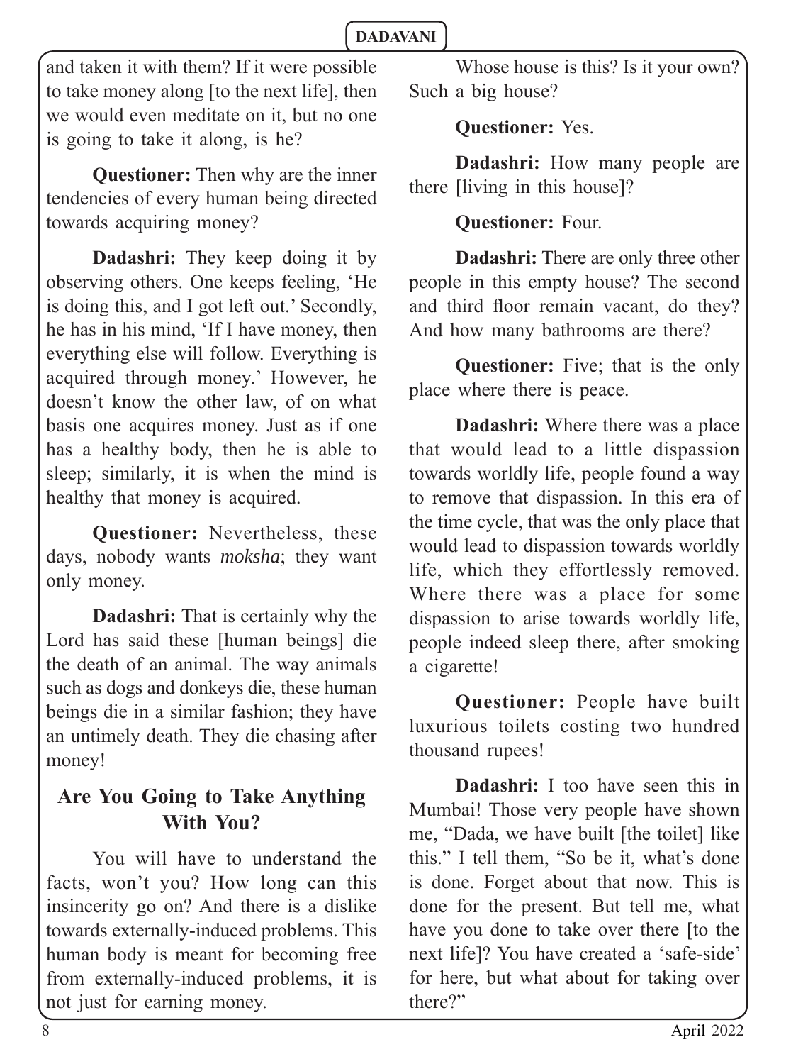and taken it with them? If it were possible to take money along [to the next life], then we would even meditate on it, but no one is going to take it along, is he?

**Questioner:** Then why are the inner tendencies of every human being directed towards acquiring money?

**Dadashri:** They keep doing it by observing others. One keeps feeling, 'He is doing this, and I got left out.' Secondly, he has in his mind, 'If I have money, then everything else will follow. Everything is acquired through money.' However, he doesn't know the other law, of on what basis one acquires money. Just as if one has a healthy body, then he is able to sleep; similarly, it is when the mind is healthy that money is acquired.

**Questioner:** Nevertheless, these days, nobody wants *moksha*; they want only money.

**Dadashri:** That is certainly why the Lord has said these [human beings] die the death of an animal. The way animals such as dogs and donkeys die, these human beings die in a similar fashion; they have an untimely death. They die chasing after money!

## Are You Going to Take Anything With You?

You will have to understand the facts, won't you? How long can this insincerity go on? And there is a dislike towards externally-induced problems. This human body is meant for becoming free from externally-induced problems, it is not just for earning money.

Whose house is this? Is it your own? Such a big house?

**Questioner:** Yes.

**Dadashri:** How many people are there [living in this house]?

**Questioner:** Four.

**Dadashri:** There are only three other people in this empty house? The second and third floor remain vacant, do they? And how many bathrooms are there?

**Questioner:** Five; that is the only place where there is peace.

**Dadashri:** Where there was a place that would lead to a little dispassion towards worldly life, people found a way to remove that dispassion. In this era of the time cycle, that was the only place that would lead to dispassion towards worldly life, which they effortlessly removed. Where there was a place for some dispassion to arise towards worldly life, people indeed sleep there, after smoking a cigarette!

**Questioner:** People have built luxurious toilets costing two hundred thousand rupees!

**Dadashri:** I too have seen this in Mumbai! Those very people have shown me, "Dada, we have built [the toilet] like this." I tell them, "So be it, what's done is done. Forget about that now. This is done for the present. But tell me, what have you done to take over there [to the next life]? You have created a 'safe-side' for here, but what about for taking over there?"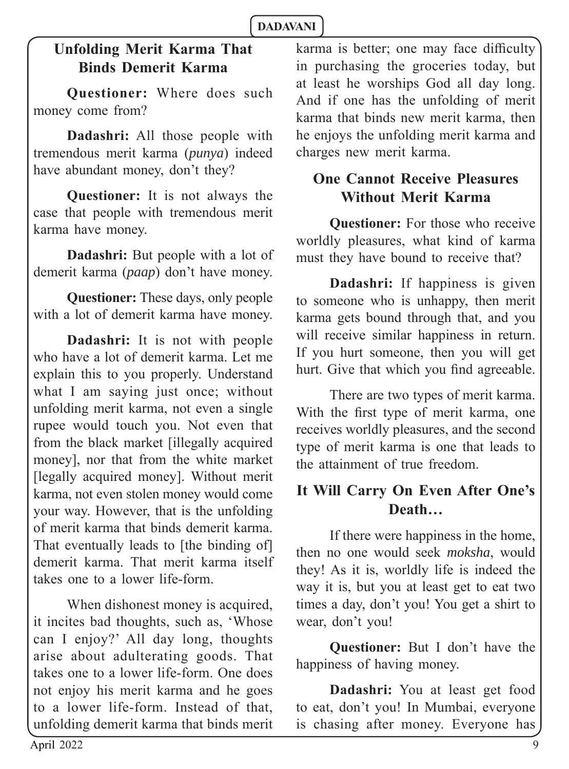## Unfolding Merit Karma That Binds Demerit Karma

**Questioner:** Where does such money come from?

**Dadashri:** All those people with tremendous merit karma (*punya*) indeed have abundant money, don't they?

**Questioner:** It is not always the case that people with tremendous merit karma have money.

**Dadashri:** But people with a lot of demerit karma (*paap*) don't have money.

**Questioner:** These days, only people with a lot of demerit karma have money.

**Dadashri:** It is not with people who have a lot of demerit karma. Let me explain this to you properly. Understand what I am saying just once; without unfolding merit karma, not even a single rupee would touch you. Not even that from the black market [illegally acquired money], nor that from the white market [legally acquired money]. Without merit karma, not even stolen money would come your way. However, that is the unfolding of merit karma that binds demerit karma. That eventually leads to [the binding of] demerit karma. That merit karma itself takes one to a lower life-form.

When dishonest money is acquired, it incites bad thoughts, such as, 'Whose can I enjoy?' All day long, thoughts arise about adulterating goods. That takes one to a lower life-form. One does not enjoy his merit karma and he goes to a lower life-form. Instead of that, unfolding demerit karma that binds merit karma is better; one may face difficulty in purchasing the groceries today, but at least he worships God all day long. And if one has the unfolding of merit karma that binds new merit karma, then he enjoys the unfolding merit karma and charges new merit karma.

## One Cannot Receive Pleasures Without Merit Karma

**Questioner:** For those who receive worldly pleasures, what kind of karma must they have bound to receive that?

**Dadashri:** If happiness is given to someone who is unhappy, then merit karma gets bound through that, and you will receive similar happiness in return. If you hurt someone, then you will get hurt. Give that which you find agreeable.

There are two types of merit karma. With the first type of merit karma, one receives worldly pleasures, and the second type of merit karma is one that leads to the attainment of true freedom.

## It Will Carry On Even After One's Death…

If there were happiness in the home, then no one would seek *moksha*, would they! As it is, worldly life is indeed the way it is, but you at least get to eat two times a day, don't you! You get a shirt to wear, don't you!

**Questioner:** But I don't have the happiness of having money.

**Dadashri:** You at least get food to eat, don't you! In Mumbai, everyone is chasing after money. Everyone has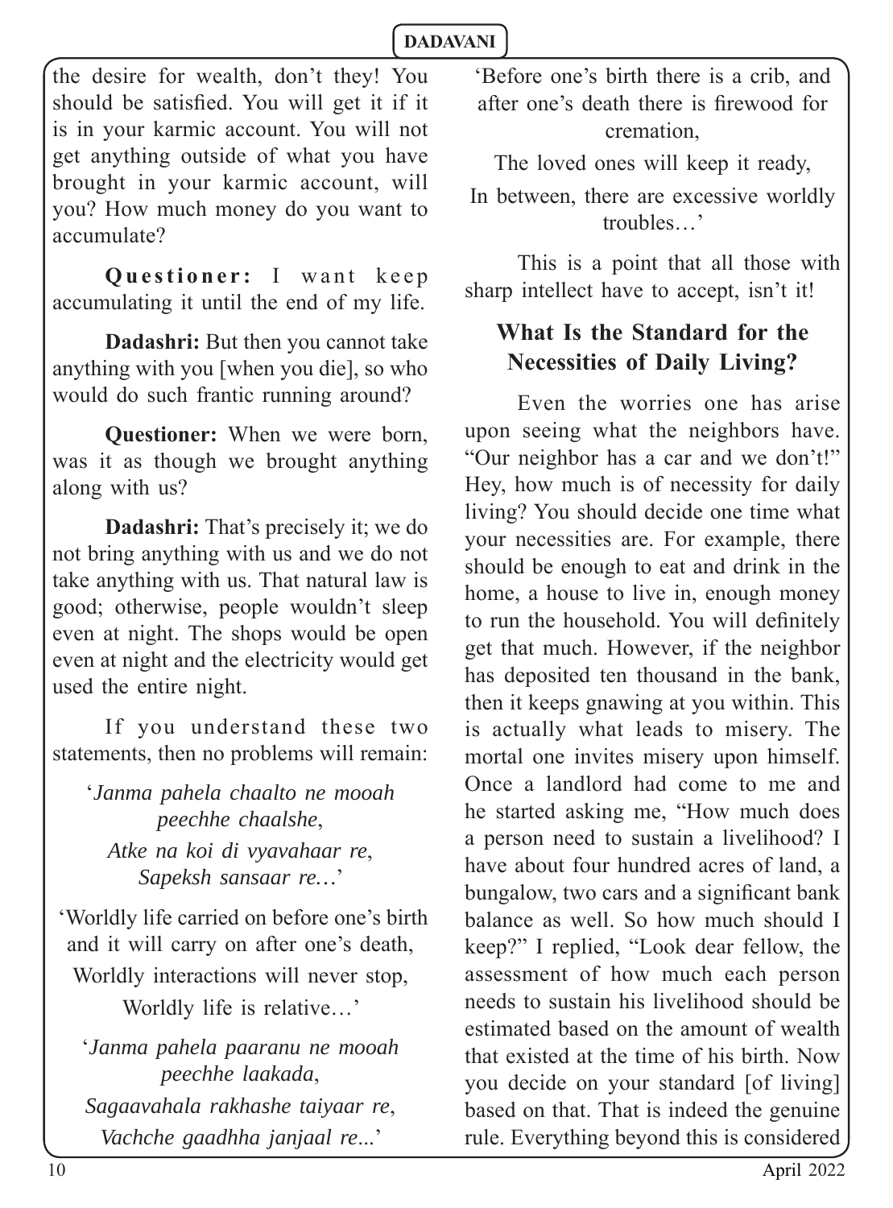the desire for wealth, don't they! You should be satisfied. You will get it if it is in your karmic account. You will not get anything outside of what you have brought in your karmic account, will you? How much money do you want to accumulate?

**Questioner:** I want keep accumulating it until the end of my life.

**Dadashri:** But then you cannot take anything with you [when you die], so who would do such frantic running around?

**Questioner:** When we were born, was it as though we brought anything along with us?

**Dadashri:** That's precisely it; we do not bring anything with us and we do not take anything with us. That natural law is good; otherwise, people wouldn't sleep even at night. The shops would be open even at night and the electricity would get used the entire night.

If you understand these two statements, then no problems will remain:

'*Janma pahela chaalto ne mooah peechhe chaalshe*,
*Atke na koi di vyavahaar re*,
*Sapeksh sansaar re…*'

'Worldly life carried on before one's birth and it will carry on after one's death,
Worldly interactions will never stop,
Worldly life is relative…'

'*Janma pahela paaranu ne mooah peechhe laakada*,
*Sagaavahala rakhashe taiyaar re*,
*Vachche gaadhha janjaal re*...'

'Before one's birth there is a crib, and after one's death there is firewood for cremation,
The loved ones will keep it ready,
In between, there are excessive worldly troubles…'

This is a point that all those with sharp intellect have to accept, isn't it!

## What Is the Standard for the Necessities of Daily Living?

Even the worries one has arise upon seeing what the neighbors have. "Our neighbor has a car and we don't!" Hey, how much is of necessity for daily living? You should decide one time what your necessities are. For example, there should be enough to eat and drink in the home, a house to live in, enough money to run the household. You will definitely get that much. However, if the neighbor has deposited ten thousand in the bank, then it keeps gnawing at you within. This is actually what leads to misery. The mortal one invites misery upon himself. Once a landlord had come to me and he started asking me, "How much does a person need to sustain a livelihood? I have about four hundred acres of land, a bungalow, two cars and a significant bank balance as well. So how much should I keep?" I replied, "Look dear fellow, the assessment of how much each person needs to sustain his livelihood should be estimated based on the amount of wealth that existed at the time of his birth. Now you decide on your standard [of living] based on that. That is indeed the genuine rule. Everything beyond this is considered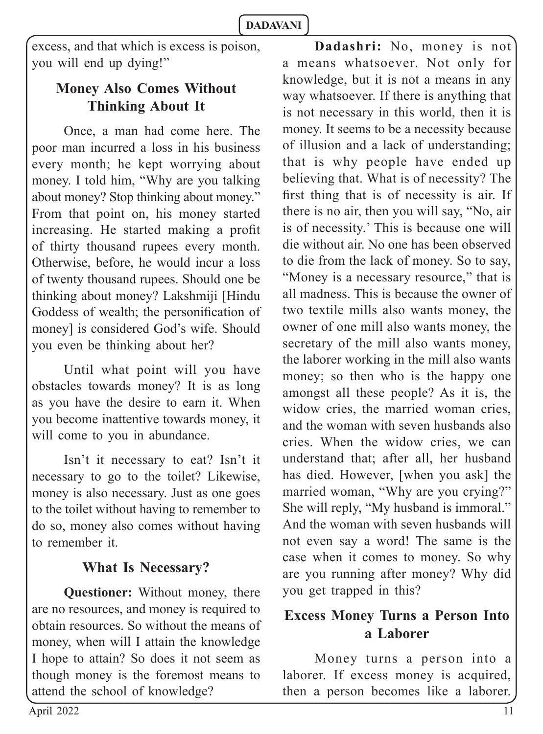excess, and that which is excess is poison, you will end up dying!"

## Money Also Comes Without Thinking About It

Once, a man had come here. The poor man incurred a loss in his business every month; he kept worrying about money. I told him, "Why are you talking about money? Stop thinking about money." From that point on, his money started increasing. He started making a profit of thirty thousand rupees every month. Otherwise, before, he would incur a loss of twenty thousand rupees. Should one be thinking about money? Lakshmiji [Hindu Goddess of wealth; the personification of money] is considered God's wife. Should you even be thinking about her?

Until what point will you have obstacles towards money? It is as long as you have the desire to earn it. When you become inattentive towards money, it will come to you in abundance.

Isn't it necessary to eat? Isn't it necessary to go to the toilet? Likewise, money is also necessary. Just as one goes to the toilet without having to remember to do so, money also comes without having to remember it.

## What Is Necessary?

**Questioner:** Without money, there are no resources, and money is required to obtain resources. So without the means of money, when will I attain the knowledge I hope to attain? So does it not seem as though money is the foremost means to attend the school of knowledge?

**Dadashri:** No, money is not a means whatsoever. Not only for knowledge, but it is not a means in any way whatsoever. If there is anything that is not necessary in this world, then it is money. It seems to be a necessity because of illusion and a lack of understanding; that is why people have ended up believing that. What is of necessity? The first thing that is of necessity is air. If there is no air, then you will say, "No, air is of necessity.' This is because one will die without air. No one has been observed to die from the lack of money. So to say, "Money is a necessary resource," that is all madness. This is because the owner of two textile mills also wants money, the owner of one mill also wants money, the secretary of the mill also wants money, the laborer working in the mill also wants money; so then who is the happy one amongst all these people? As it is, the widow cries, the married woman cries, and the woman with seven husbands also cries. When the widow cries, we can understand that; after all, her husband has died. However, [when you ask] the married woman, "Why are you crying?" She will reply, "My husband is immoral." And the woman with seven husbands will not even say a word! The same is the case when it comes to money. So why are you running after money? Why did you get trapped in this?

## Excess Money Turns a Person Into a Laborer

Money turns a person into a laborer. If excess money is acquired, then a person becomes like a laborer.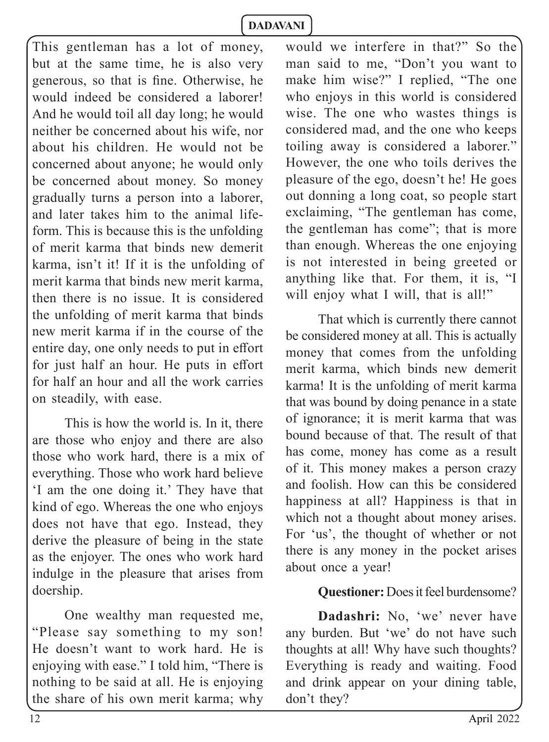This gentleman has a lot of money, but at the same time, he is also very generous, so that is fine. Otherwise, he would indeed be considered a laborer! And he would toil all day long; he would neither be concerned about his wife, nor about his children. He would not be concerned about anyone; he would only be concerned about money. So money gradually turns a person into a laborer, and later takes him to the animal life-form. This is because this is the unfolding of merit karma that binds new demerit karma, isn't it! If it is the unfolding of merit karma that binds new merit karma, then there is no issue. It is considered the unfolding of merit karma that binds new merit karma if in the course of the entire day, one only needs to put in effort for just half an hour. He puts in effort for half an hour and all the work carries on steadily, with ease.

This is how the world is. In it, there are those who enjoy and there are also those who work hard, there is a mix of everything. Those who work hard believe 'I am the one doing it.' They have that kind of ego. Whereas the one who enjoys does not have that ego. Instead, they derive the pleasure of being in the state as the enjoyer. The ones who work hard indulge in the pleasure that arises from doership.

One wealthy man requested me, "Please say something to my son! He doesn't want to work hard. He is enjoying with ease." I told him, "There is nothing to be said at all. He is enjoying the share of his own merit karma; why would we interfere in that?" So the man said to me, "Don't you want to make him wise?" I replied, "The one who enjoys in this world is considered wise. The one who wastes things is considered mad, and the one who keeps toiling away is considered a laborer." However, the one who toils derives the pleasure of the ego, doesn't he! He goes out donning a long coat, so people start exclaiming, "The gentleman has come, the gentleman has come"; that is more than enough. Whereas the one enjoying is not interested in being greeted or anything like that. For them, it is, "I will enjoy what I will, that is all!"

That which is currently there cannot be considered money at all. This is actually money that comes from the unfolding merit karma, which binds new demerit karma! It is the unfolding of merit karma that was bound by doing penance in a state of ignorance; it is merit karma that was bound because of that. The result of that has come, money has come as a result of it. This money makes a person crazy and foolish. How can this be considered happiness at all? Happiness is that in which not a thought about money arises. For 'us', the thought of whether or not there is any money in the pocket arises about once a year!

**Questioner:** Does it feel burdensome?

**Dadashri:** No, 'we' never have any burden. But 'we' do not have such thoughts at all! Why have such thoughts? Everything is ready and waiting. Food and drink appear on your dining table, don't they?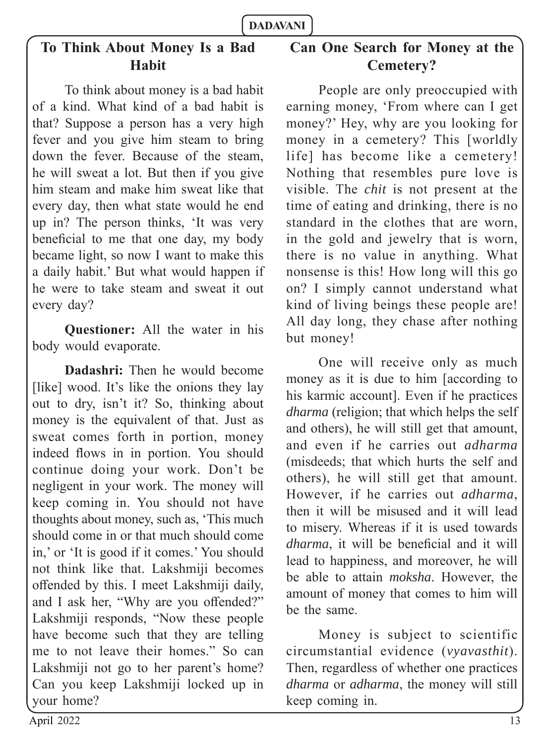## To Think About Money Is a Bad Habit

To think about money is a bad habit of a kind. What kind of a bad habit is that? Suppose a person has a very high fever and you give him steam to bring down the fever. Because of the steam, he will sweat a lot. But then if you give him steam and make him sweat like that every day, then what state would he end up in? The person thinks, 'It was very beneficial to me that one day, my body became light, so now I want to make this a daily habit.' But what would happen if he were to take steam and sweat it out every day?

**Questioner:** All the water in his body would evaporate.

**Dadashri:** Then he would become [like] wood. It's like the onions they lay out to dry, isn't it? So, thinking about money is the equivalent of that. Just as sweat comes forth in portion, money indeed flows in in portion. You should continue doing your work. Don't be negligent in your work. The money will keep coming in. You should not have thoughts about money, such as, 'This much should come in or that much should come in,' or 'It is good if it comes.' You should not think like that. Lakshmiji becomes offended by this. I meet Lakshmiji daily, and I ask her, "Why are you offended?" Lakshmiji responds, "Now these people have become such that they are telling me to not leave their homes." So can Lakshmiji not go to her parent's home? Can you keep Lakshmiji locked up in your home?

## Can One Search for Money at the Cemetery?

People are only preoccupied with earning money, 'From where can I get money?' Hey, why are you looking for money in a cemetery? This [worldly life] has become like a cemetery! Nothing that resembles pure love is visible. The *chit* is not present at the time of eating and drinking, there is no standard in the clothes that are worn, in the gold and jewelry that is worn, there is no value in anything. What nonsense is this! How long will this go on? I simply cannot understand what kind of living beings these people are! All day long, they chase after nothing but money!

One will receive only as much money as it is due to him [according to his karmic account]. Even if he practices *dharma* (religion; that which helps the self and others), he will still get that amount, and even if he carries out *adharma* (misdeeds; that which hurts the self and others), he will still get that amount. However, if he carries out *adharma*, then it will be misused and it will lead to misery. Whereas if it is used towards *dharma*, it will be beneficial and it will lead to happiness, and moreover, he will be able to attain *moksha*. However, the amount of money that comes to him will be the same.

Money is subject to scientific circumstantial evidence (*vyavasthit*). Then, regardless of whether one practices *dharma* or *adharma*, the money will still keep coming in.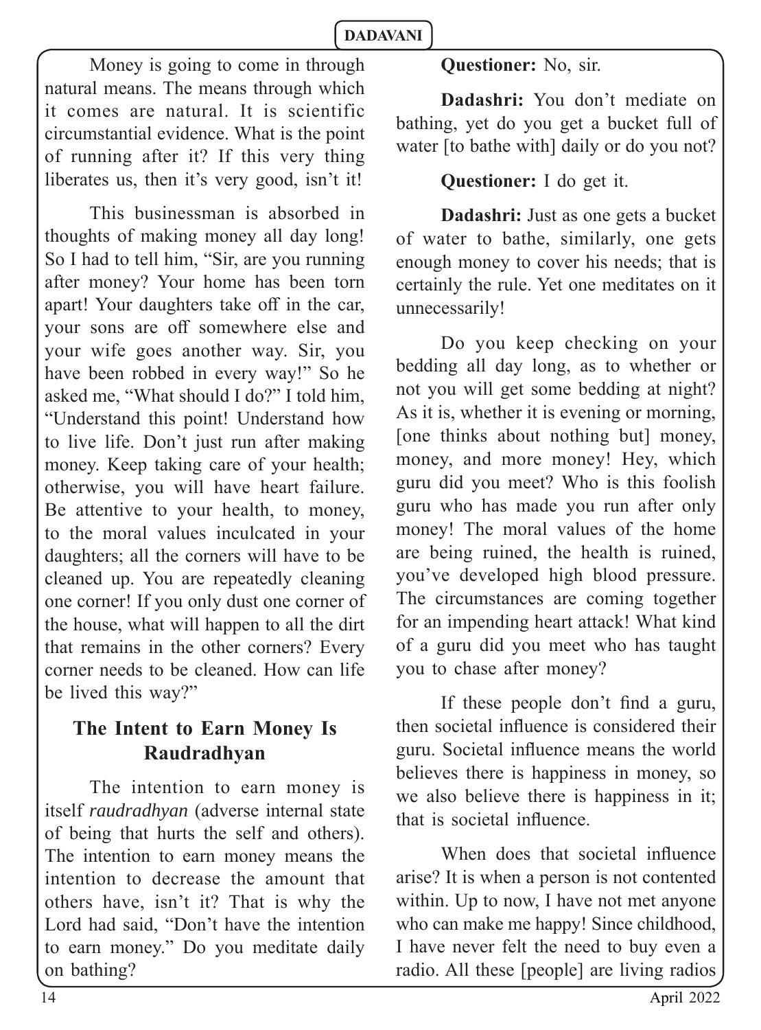Money is going to come in through natural means. The means through which it comes are natural. It is scientific circumstantial evidence. What is the point of running after it? If this very thing liberates us, then it's very good, isn't it!

This businessman is absorbed in thoughts of making money all day long! So I had to tell him, "Sir, are you running after money? Your home has been torn apart! Your daughters take off in the car, your sons are off somewhere else and your wife goes another way. Sir, you have been robbed in every way!" So he asked me, "What should I do?" I told him, "Understand this point! Understand how to live life. Don't just run after making money. Keep taking care of your health; otherwise, you will have heart failure. Be attentive to your health, to money, to the moral values inculcated in your daughters; all the corners will have to be cleaned up. You are repeatedly cleaning one corner! If you only dust one corner of the house, what will happen to all the dirt that remains in the other corners? Every corner needs to be cleaned. How can life be lived this way?"

## The Intent to Earn Money Is Raudradhyan

The intention to earn money is itself *raudradhyan* (adverse internal state of being that hurts the self and others). The intention to earn money means the intention to decrease the amount that others have, isn't it? That is why the Lord had said, "Don't have the intention to earn money." Do you meditate daily on bathing?

**Questioner:** No, sir.

**Dadashri:** You don't mediate on bathing, yet do you get a bucket full of water [to bathe with] daily or do you not?

**Questioner:** I do get it.

**Dadashri:** Just as one gets a bucket of water to bathe, similarly, one gets enough money to cover his needs; that is certainly the rule. Yet one meditates on it unnecessarily!

Do you keep checking on your bedding all day long, as to whether or not you will get some bedding at night? As it is, whether it is evening or morning, [one thinks about nothing but] money, money, and more money! Hey, which guru did you meet? Who is this foolish guru who has made you run after only money! The moral values of the home are being ruined, the health is ruined, you've developed high blood pressure. The circumstances are coming together for an impending heart attack! What kind of a guru did you meet who has taught you to chase after money?

If these people don't find a guru, then societal influence is considered their guru. Societal influence means the world believes there is happiness in money, so we also believe there is happiness in it; that is societal influence.

When does that societal influence arise? It is when a person is not contented within. Up to now, I have not met anyone who can make me happy! Since childhood, I have never felt the need to buy even a radio. All these [people] are living radios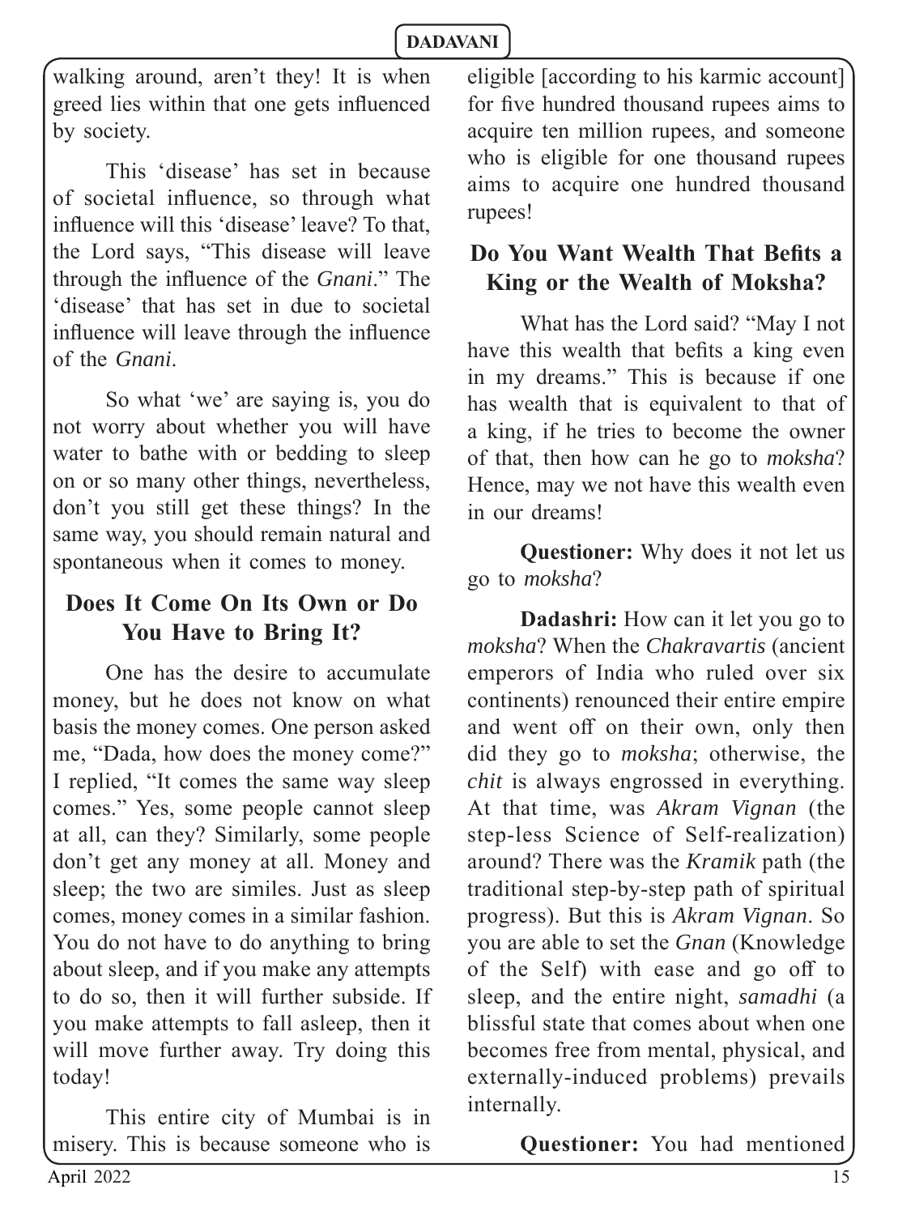walking around, aren't they! It is when greed lies within that one gets influenced by society.

This 'disease' has set in because of societal influence, so through what influence will this 'disease' leave? To that, the Lord says, "This disease will leave through the influence of the *Gnani*." The 'disease' that has set in due to societal influence will leave through the influence of the *Gnani*.

So what 'we' are saying is, you do not worry about whether you will have water to bathe with or bedding to sleep on or so many other things, nevertheless, don't you still get these things? In the same way, you should remain natural and spontaneous when it comes to money.

## Does It Come On Its Own or Do You Have to Bring It?

One has the desire to accumulate money, but he does not know on what basis the money comes. One person asked me, "Dada, how does the money come?" I replied, "It comes the same way sleep comes." Yes, some people cannot sleep at all, can they? Similarly, some people don't get any money at all. Money and sleep; the two are similes. Just as sleep comes, money comes in a similar fashion. You do not have to do anything to bring about sleep, and if you make any attempts to do so, then it will further subside. If you make attempts to fall asleep, then it will move further away. Try doing this today!

This entire city of Mumbai is in misery. This is because someone who is eligible [according to his karmic account] for five hundred thousand rupees aims to acquire ten million rupees, and someone who is eligible for one thousand rupees aims to acquire one hundred thousand rupees!

## Do You Want Wealth That Befits a King or the Wealth of Moksha?

What has the Lord said? "May I not have this wealth that befits a king even in my dreams." This is because if one has wealth that is equivalent to that of a king, if he tries to become the owner of that, then how can he go to *moksha*? Hence, may we not have this wealth even in our dreams!

**Questioner:** Why does it not let us go to *moksha*?

**Dadashri:** How can it let you go to *moksha*? When the *Chakravartis* (ancient emperors of India who ruled over six continents) renounced their entire empire and went off on their own, only then did they go to *moksha*; otherwise, the *chit* is always engrossed in everything. At that time, was *Akram Vignan* (the step-less Science of Self-realization) around? There was the *Kramik* path (the traditional step-by-step path of spiritual progress). But this is *Akram Vignan*. So you are able to set the *Gnan* (Knowledge of the Self) with ease and go off to sleep, and the entire night, *samadhi* (a blissful state that comes about when one becomes free from mental, physical, and externally-induced problems) prevails internally.

**Questioner:** You had mentioned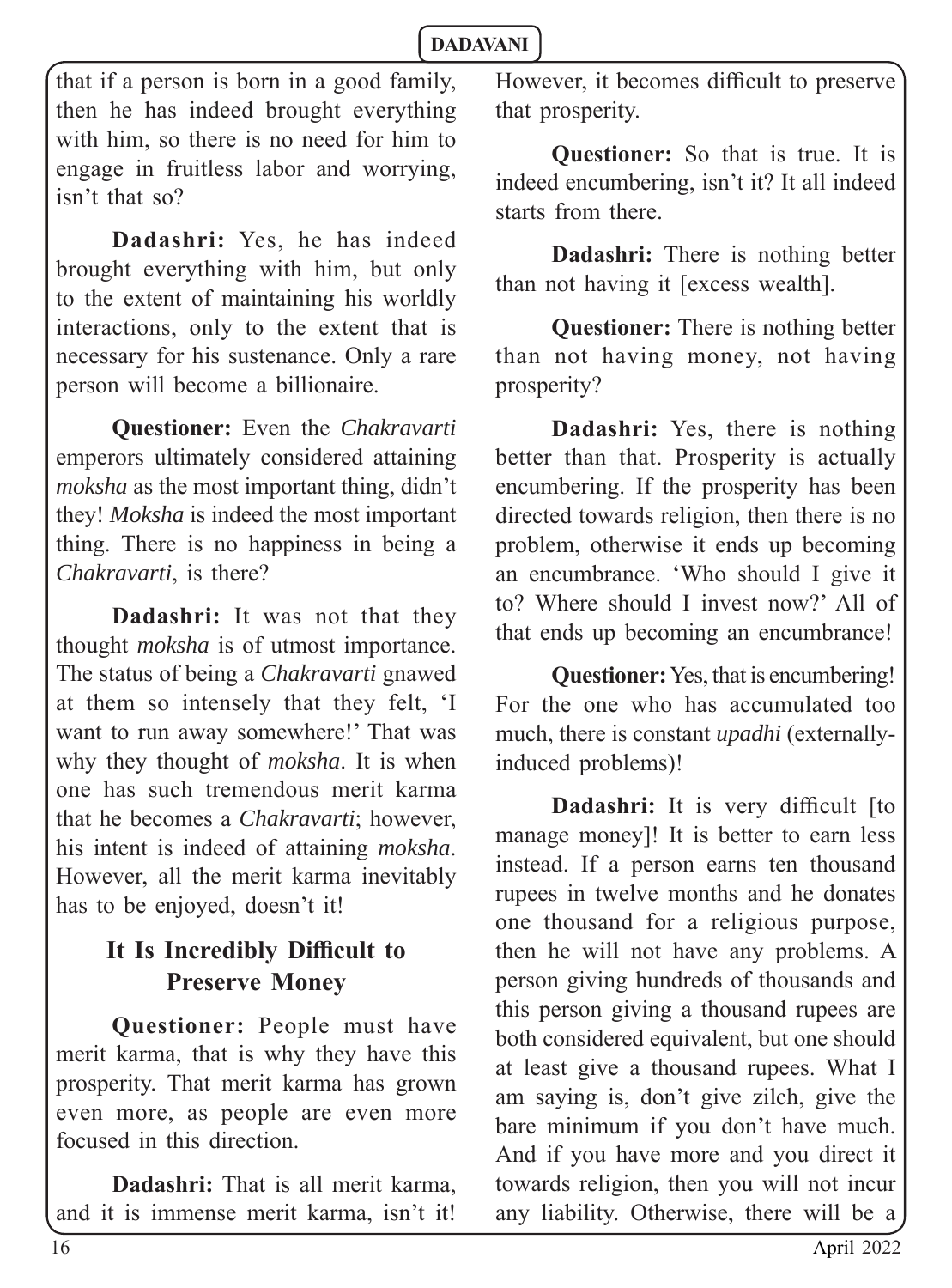that if a person is born in a good family, then he has indeed brought everything with him, so there is no need for him to engage in fruitless labor and worrying, isn't that so?

**Dadashri:** Yes, he has indeed brought everything with him, but only to the extent of maintaining his worldly interactions, only to the extent that is necessary for his sustenance. Only a rare person will become a billionaire.

**Questioner:** Even the *Chakravarti* emperors ultimately considered attaining *moksha* as the most important thing, didn't they! *Moksha* is indeed the most important thing. There is no happiness in being a *Chakravarti*, is there?

**Dadashri:** It was not that they thought *moksha* is of utmost importance. The status of being a *Chakravarti* gnawed at them so intensely that they felt, 'I want to run away somewhere!' That was why they thought of *moksha*. It is when one has such tremendous merit karma that he becomes a *Chakravarti*; however, his intent is indeed of attaining *moksha*. However, all the merit karma inevitably has to be enjoyed, doesn't it!

## It Is Incredibly Difficult to Preserve Money

**Questioner:** People must have merit karma, that is why they have this prosperity. That merit karma has grown even more, as people are even more focused in this direction.

**Dadashri:** That is all merit karma, and it is immense merit karma, isn't it! However, it becomes difficult to preserve that prosperity.

**Questioner:** So that is true. It is indeed encumbering, isn't it? It all indeed starts from there.

**Dadashri:** There is nothing better than not having it [excess wealth].

**Questioner:** There is nothing better than not having money, not having prosperity?

**Dadashri:** Yes, there is nothing better than that. Prosperity is actually encumbering. If the prosperity has been directed towards religion, then there is no problem, otherwise it ends up becoming an encumbrance. 'Who should I give it to? Where should I invest now?' All of that ends up becoming an encumbrance!

**Questioner:** Yes, that is encumbering! For the one who has accumulated too much, there is constant *upadhi* (externally-induced problems)!

**Dadashri:** It is very difficult [to manage money]! It is better to earn less instead. If a person earns ten thousand rupees in twelve months and he donates one thousand for a religious purpose, then he will not have any problems. A person giving hundreds of thousands and this person giving a thousand rupees are both considered equivalent, but one should at least give a thousand rupees. What I am saying is, don't give zilch, give the bare minimum if you don't have much. And if you have more and you direct it towards religion, then you will not incur any liability. Otherwise, there will be a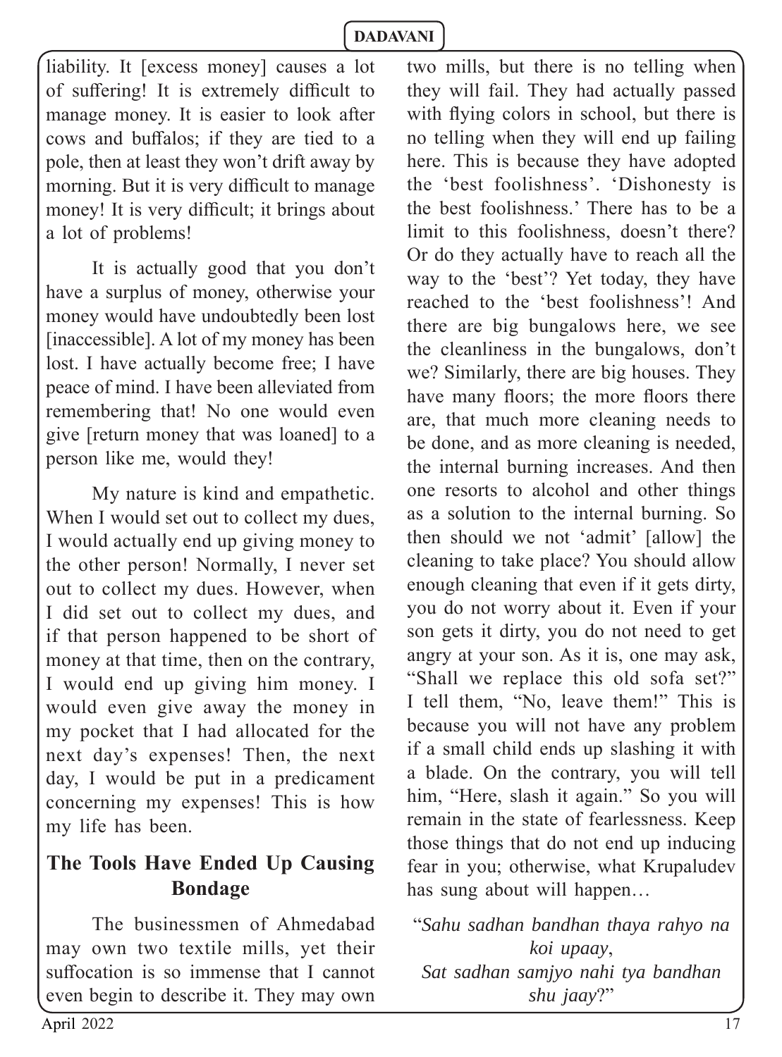liability. It [excess money] causes a lot of suffering! It is extremely difficult to manage money. It is easier to look after cows and buffalos; if they are tied to a pole, then at least they won't drift away by morning. But it is very difficult to manage money! It is very difficult; it brings about a lot of problems!

It is actually good that you don't have a surplus of money, otherwise your money would have undoubtedly been lost [inaccessible]. A lot of my money has been lost. I have actually become free; I have peace of mind. I have been alleviated from remembering that! No one would even give [return money that was loaned] to a person like me, would they!

My nature is kind and empathetic. When I would set out to collect my dues, I would actually end up giving money to the other person! Normally, I never set out to collect my dues. However, when I did set out to collect my dues, and if that person happened to be short of money at that time, then on the contrary, I would end up giving him money. I would even give away the money in my pocket that I had allocated for the next day's expenses! Then, the next day, I would be put in a predicament concerning my expenses! This is how my life has been.

## The Tools Have Ended Up Causing Bondage

The businessmen of Ahmedabad may own two textile mills, yet their suffocation is so immense that I cannot even begin to describe it. They may own two mills, but there is no telling when they will fail. They had actually passed with flying colors in school, but there is no telling when they will end up failing here. This is because they have adopted the 'best foolishness'. 'Dishonesty is the best foolishness.' There has to be a limit to this foolishness, doesn't there? Or do they actually have to reach all the way to the 'best'? Yet today, they have reached to the 'best foolishness'! And there are big bungalows here, we see the cleanliness in the bungalows, don't we? Similarly, there are big houses. They have many floors; the more floors there are, that much more cleaning needs to be done, and as more cleaning is needed, the internal burning increases. And then one resorts to alcohol and other things as a solution to the internal burning. So then should we not 'admit' [allow] the cleaning to take place? You should allow enough cleaning that even if it gets dirty, you do not worry about it. Even if your son gets it dirty, you do not need to get angry at your son. As it is, one may ask, "Shall we replace this old sofa set?" I tell them, "No, leave them!" This is because you will not have any problem if a small child ends up slashing it with a blade. On the contrary, you will tell him, "Here, slash it again." So you will remain in the state of fearlessness. Keep those things that do not end up inducing fear in you; otherwise, what Krupaludev has sung about will happen…

"*Sahu sadhan bandhan thaya rahyo na koi upaay*,
*Sat sadhan samjyo nahi tya bandhan shu jaay*?"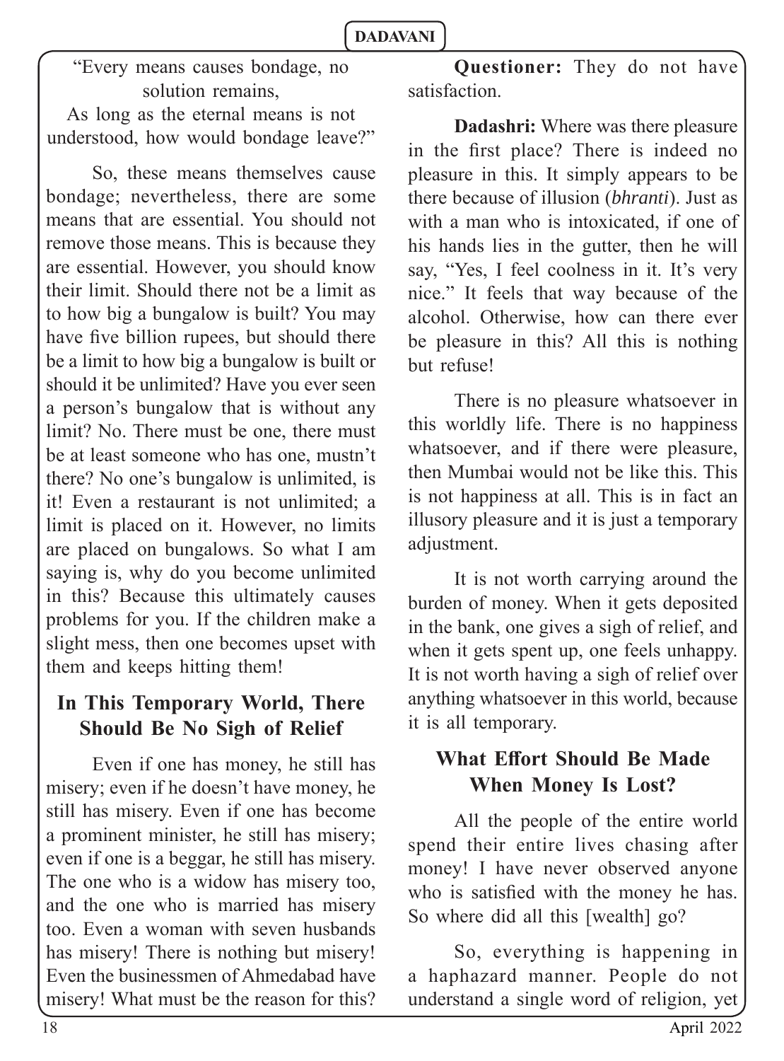"Every means causes bondage, no solution remains,
As long as the eternal means is not understood, how would bondage leave?"

So, these means themselves cause bondage; nevertheless, there are some means that are essential. You should not remove those means. This is because they are essential. However, you should know their limit. Should there not be a limit as to how big a bungalow is built? You may have five billion rupees, but should there be a limit to how big a bungalow is built or should it be unlimited? Have you ever seen a person's bungalow that is without any limit? No. There must be one, there must be at least someone who has one, mustn't there? No one's bungalow is unlimited, is it! Even a restaurant is not unlimited; a limit is placed on it. However, no limits are placed on bungalows. So what I am saying is, why do you become unlimited in this? Because this ultimately causes problems for you. If the children make a slight mess, then one becomes upset with them and keeps hitting them!

## In This Temporary World, There Should Be No Sigh of Relief

Even if one has money, he still has misery; even if he doesn't have money, he still has misery. Even if one has become a prominent minister, he still has misery; even if one is a beggar, he still has misery. The one who is a widow has misery too, and the one who is married has misery too. Even a woman with seven husbands has misery! There is nothing but misery! Even the businessmen of Ahmedabad have misery! What must be the reason for this?

**Questioner:** They do not have satisfaction.

**Dadashri:** Where was there pleasure in the first place? There is indeed no pleasure in this. It simply appears to be there because of illusion (*bhranti*). Just as with a man who is intoxicated, if one of his hands lies in the gutter, then he will say, "Yes, I feel coolness in it. It's very nice." It feels that way because of the alcohol. Otherwise, how can there ever be pleasure in this? All this is nothing but refuse!

There is no pleasure whatsoever in this worldly life. There is no happiness whatsoever, and if there were pleasure, then Mumbai would not be like this. This is not happiness at all. This is in fact an illusory pleasure and it is just a temporary adjustment.

It is not worth carrying around the burden of money. When it gets deposited in the bank, one gives a sigh of relief, and when it gets spent up, one feels unhappy. It is not worth having a sigh of relief over anything whatsoever in this world, because it is all temporary.

## What Effort Should Be Made When Money Is Lost?

All the people of the entire world spend their entire lives chasing after money! I have never observed anyone who is satisfied with the money he has. So where did all this [wealth] go?

So, everything is happening in a haphazard manner. People do not understand a single word of religion, yet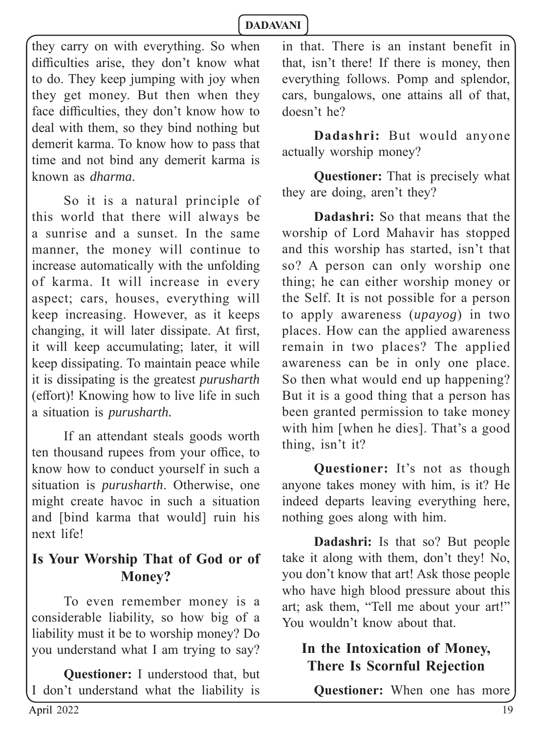they carry on with everything. So when difficulties arise, they don't know what to do. They keep jumping with joy when they get money. But then when they face difficulties, they don't know how to deal with them, so they bind nothing but demerit karma. To know how to pass that time and not bind any demerit karma is known as *dharma*.

So it is a natural principle of this world that there will always be a sunrise and a sunset. In the same manner, the money will continue to increase automatically with the unfolding of karma. It will increase in every aspect; cars, houses, everything will keep increasing. However, as it keeps changing, it will later dissipate. At first, it will keep accumulating; later, it will keep dissipating. To maintain peace while it is dissipating is the greatest *purusharth* (effort)! Knowing how to live life in such a situation is *purusharth.*

If an attendant steals goods worth ten thousand rupees from your office, to know how to conduct yourself in such a situation is *purusharth*. Otherwise, one might create havoc in such a situation and [bind karma that would] ruin his next life!

## Is Your Worship That of God or of Money?

To even remember money is a considerable liability, so how big of a liability must it be to worship money? Do you understand what I am trying to say?

**Questioner:** I understood that, but I don't understand what the liability is in that. There is an instant benefit in that, isn't there! If there is money, then everything follows. Pomp and splendor, cars, bungalows, one attains all of that, doesn't he?

**Dadashri:** But would anyone actually worship money?

**Questioner:** That is precisely what they are doing, aren't they?

**Dadashri:** So that means that the worship of Lord Mahavir has stopped and this worship has started, isn't that so? A person can only worship one thing; he can either worship money or the Self. It is not possible for a person to apply awareness (*upayog*) in two places. How can the applied awareness remain in two places? The applied awareness can be in only one place. So then what would end up happening? But it is a good thing that a person has been granted permission to take money with him [when he dies]. That's a good thing, isn't it?

**Questioner:** It's not as though anyone takes money with him, is it? He indeed departs leaving everything here, nothing goes along with him.

**Dadashri:** Is that so? But people take it along with them, don't they! No, you don't know that art! Ask those people who have high blood pressure about this art; ask them, "Tell me about your art!" You wouldn't know about that.

## In the Intoxication of Money, There Is Scornful Rejection

**Questioner:** When one has more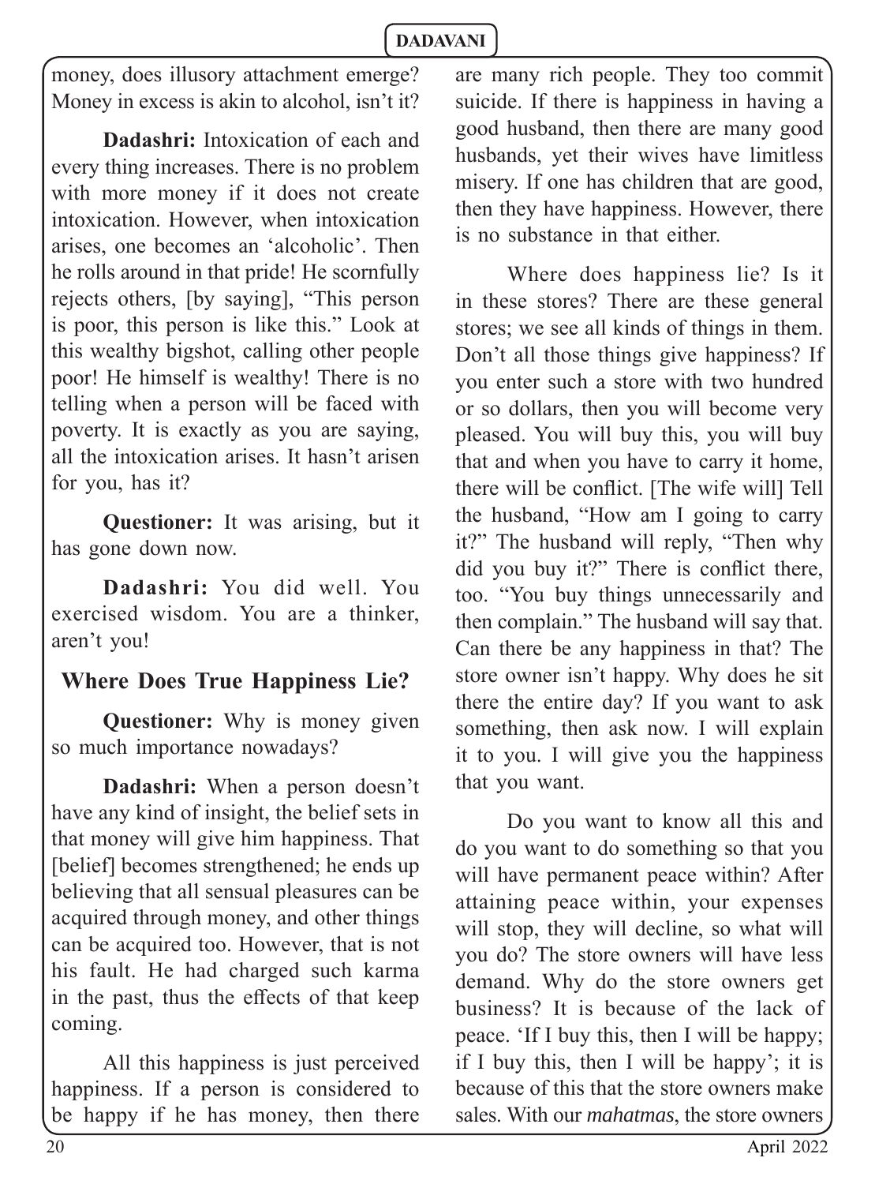money, does illusory attachment emerge? Money in excess is akin to alcohol, isn't it?

**Dadashri:** Intoxication of each and every thing increases. There is no problem with more money if it does not create intoxication. However, when intoxication arises, one becomes an 'alcoholic'. Then he rolls around in that pride! He scornfully rejects others, [by saying], "This person is poor, this person is like this." Look at this wealthy bigshot, calling other people poor! He himself is wealthy! There is no telling when a person will be faced with poverty. It is exactly as you are saying, all the intoxication arises. It hasn't arisen for you, has it?

**Questioner:** It was arising, but it has gone down now.

**Dadashri:** You did well. You exercised wisdom. You are a thinker, aren't you!

## Where Does True Happiness Lie?

**Questioner:** Why is money given so much importance nowadays?

**Dadashri:** When a person doesn't have any kind of insight, the belief sets in that money will give him happiness. That [belief] becomes strengthened; he ends up believing that all sensual pleasures can be acquired through money, and other things can be acquired too. However, that is not his fault. He had charged such karma in the past, thus the effects of that keep coming.

All this happiness is just perceived happiness. If a person is considered to be happy if he has money, then there are many rich people. They too commit suicide. If there is happiness in having a good husband, then there are many good husbands, yet their wives have limitless misery. If one has children that are good, then they have happiness. However, there is no substance in that either.

Where does happiness lie? Is it in these stores? There are these general stores; we see all kinds of things in them. Don't all those things give happiness? If you enter such a store with two hundred or so dollars, then you will become very pleased. You will buy this, you will buy that and when you have to carry it home, there will be conflict. [The wife will] Tell the husband, "How am I going to carry it?" The husband will reply, "Then why did you buy it?" There is conflict there, too. "You buy things unnecessarily and then complain." The husband will say that. Can there be any happiness in that? The store owner isn't happy. Why does he sit there the entire day? If you want to ask something, then ask now. I will explain it to you. I will give you the happiness that you want.

Do you want to know all this and do you want to do something so that you will have permanent peace within? After attaining peace within, your expenses will stop, they will decline, so what will you do? The store owners will have less demand. Why do the store owners get business? It is because of the lack of peace. 'If I buy this, then I will be happy; if I buy this, then I will be happy'; it is because of this that the store owners make sales. With our *mahatmas*, the store owners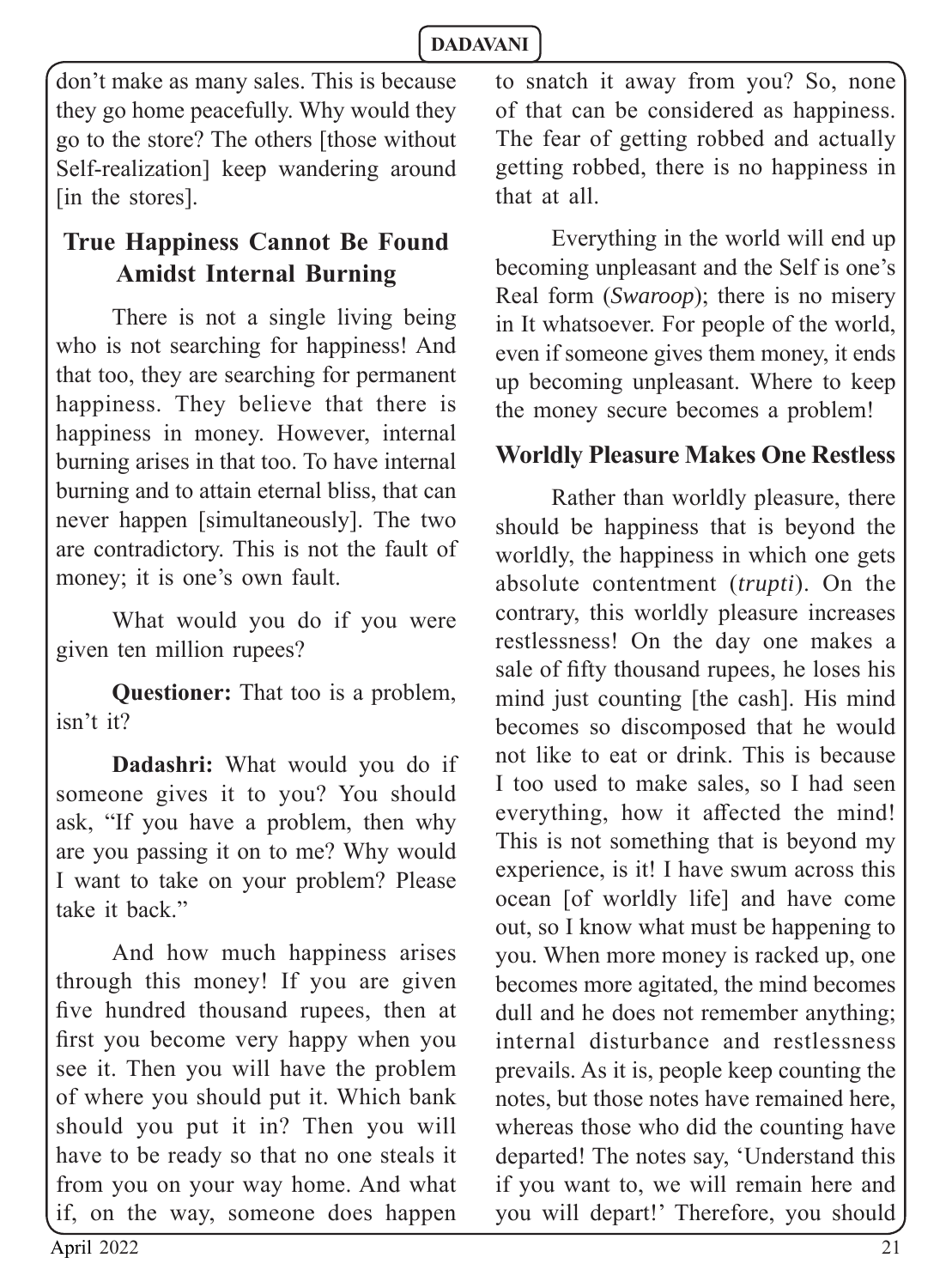don't make as many sales. This is because they go home peacefully. Why would they go to the store? The others [those without Self-realization] keep wandering around [in the stores].

## True Happiness Cannot Be Found Amidst Internal Burning

There is not a single living being who is not searching for happiness! And that too, they are searching for permanent happiness. They believe that there is happiness in money. However, internal burning arises in that too. To have internal burning and to attain eternal bliss, that can never happen [simultaneously]. The two are contradictory. This is not the fault of money; it is one's own fault.

What would you do if you were given ten million rupees?

**Questioner:** That too is a problem, isn't it?

**Dadashri:** What would you do if someone gives it to you? You should ask, "If you have a problem, then why are you passing it on to me? Why would I want to take on your problem? Please take it back."

And how much happiness arises through this money! If you are given five hundred thousand rupees, then at first you become very happy when you see it. Then you will have the problem of where you should put it. Which bank should you put it in? Then you will have to be ready so that no one steals it from you on your way home. And what if, on the way, someone does happen to snatch it away from you? So, none of that can be considered as happiness. The fear of getting robbed and actually getting robbed, there is no happiness in that at all.

Everything in the world will end up becoming unpleasant and the Self is one's Real form (*Swaroop*); there is no misery in It whatsoever. For people of the world, even if someone gives them money, it ends up becoming unpleasant. Where to keep the money secure becomes a problem!

## Worldly Pleasure Makes One Restless

Rather than worldly pleasure, there should be happiness that is beyond the worldly, the happiness in which one gets absolute contentment (*trupti*). On the contrary, this worldly pleasure increases restlessness! On the day one makes a sale of fifty thousand rupees, he loses his mind just counting [the cash]. His mind becomes so discomposed that he would not like to eat or drink. This is because I too used to make sales, so I had seen everything, how it affected the mind! This is not something that is beyond my experience, is it! I have swum across this ocean [of worldly life] and have come out, so I know what must be happening to you. When more money is racked up, one becomes more agitated, the mind becomes dull and he does not remember anything; internal disturbance and restlessness prevails. As it is, people keep counting the notes, but those notes have remained here, whereas those who did the counting have departed! The notes say, 'Understand this if you want to, we will remain here and you will depart!' Therefore, you should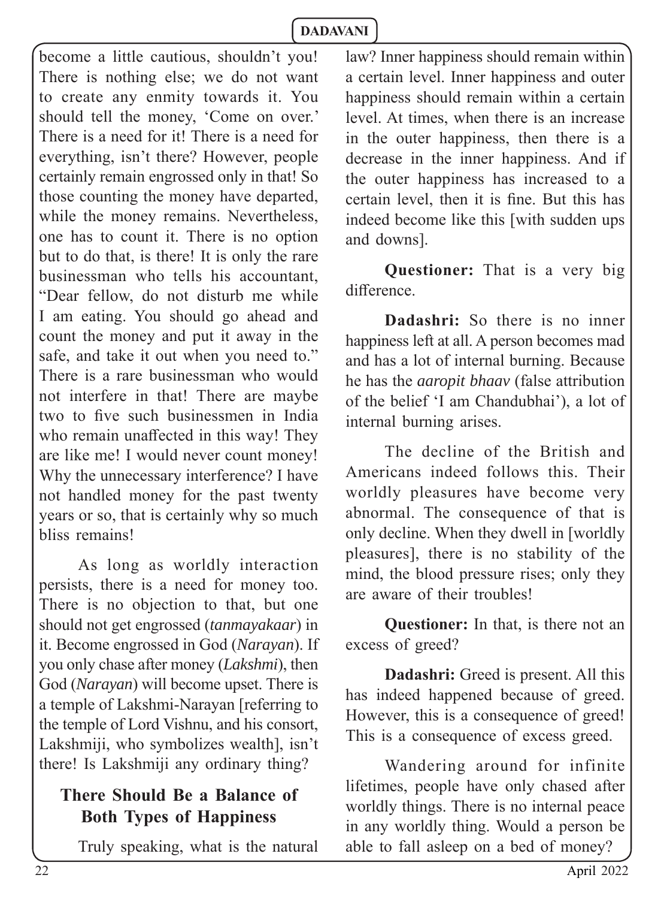become a little cautious, shouldn't you! There is nothing else; we do not want to create any enmity towards it. You should tell the money, 'Come on over.' There is a need for it! There is a need for everything, isn't there? However, people certainly remain engrossed only in that! So those counting the money have departed, while the money remains. Nevertheless, one has to count it. There is no option but to do that, is there! It is only the rare businessman who tells his accountant, "Dear fellow, do not disturb me while I am eating. You should go ahead and count the money and put it away in the safe, and take it out when you need to." There is a rare businessman who would not interfere in that! There are maybe two to five such businessmen in India who remain unaffected in this way! They are like me! I would never count money! Why the unnecessary interference? I have not handled money for the past twenty years or so, that is certainly why so much bliss remains!

As long as worldly interaction persists, there is a need for money too. There is no objection to that, but one should not get engrossed (*tanmayakaar*) in it. Become engrossed in God (*Narayan*). If you only chase after money (*Lakshmi*), then God (*Narayan*) will become upset. There is a temple of Lakshmi-Narayan [referring to the temple of Lord Vishnu, and his consort, Lakshmiji, who symbolizes wealth], isn't there! Is Lakshmiji any ordinary thing?

## There Should Be a Balance of Both Types of Happiness

Truly speaking, what is the natural law? Inner happiness should remain within a certain level. Inner happiness and outer happiness should remain within a certain level. At times, when there is an increase in the outer happiness, then there is a decrease in the inner happiness. And if the outer happiness has increased to a certain level, then it is fine. But this has indeed become like this [with sudden ups and downs].

**Questioner:** That is a very big difference.

**Dadashri:** So there is no inner happiness left at all. A person becomes mad and has a lot of internal burning. Because he has the *aaropit bhaav* (false attribution of the belief 'I am Chandubhai'), a lot of internal burning arises.

The decline of the British and Americans indeed follows this. Their worldly pleasures have become very abnormal. The consequence of that is only decline. When they dwell in [worldly pleasures], there is no stability of the mind, the blood pressure rises; only they are aware of their troubles!

**Questioner:** In that, is there not an excess of greed?

**Dadashri:** Greed is present. All this has indeed happened because of greed. However, this is a consequence of greed! This is a consequence of excess greed.

Wandering around for infinite lifetimes, people have only chased after worldly things. There is no internal peace in any worldly thing. Would a person be able to fall asleep on a bed of money?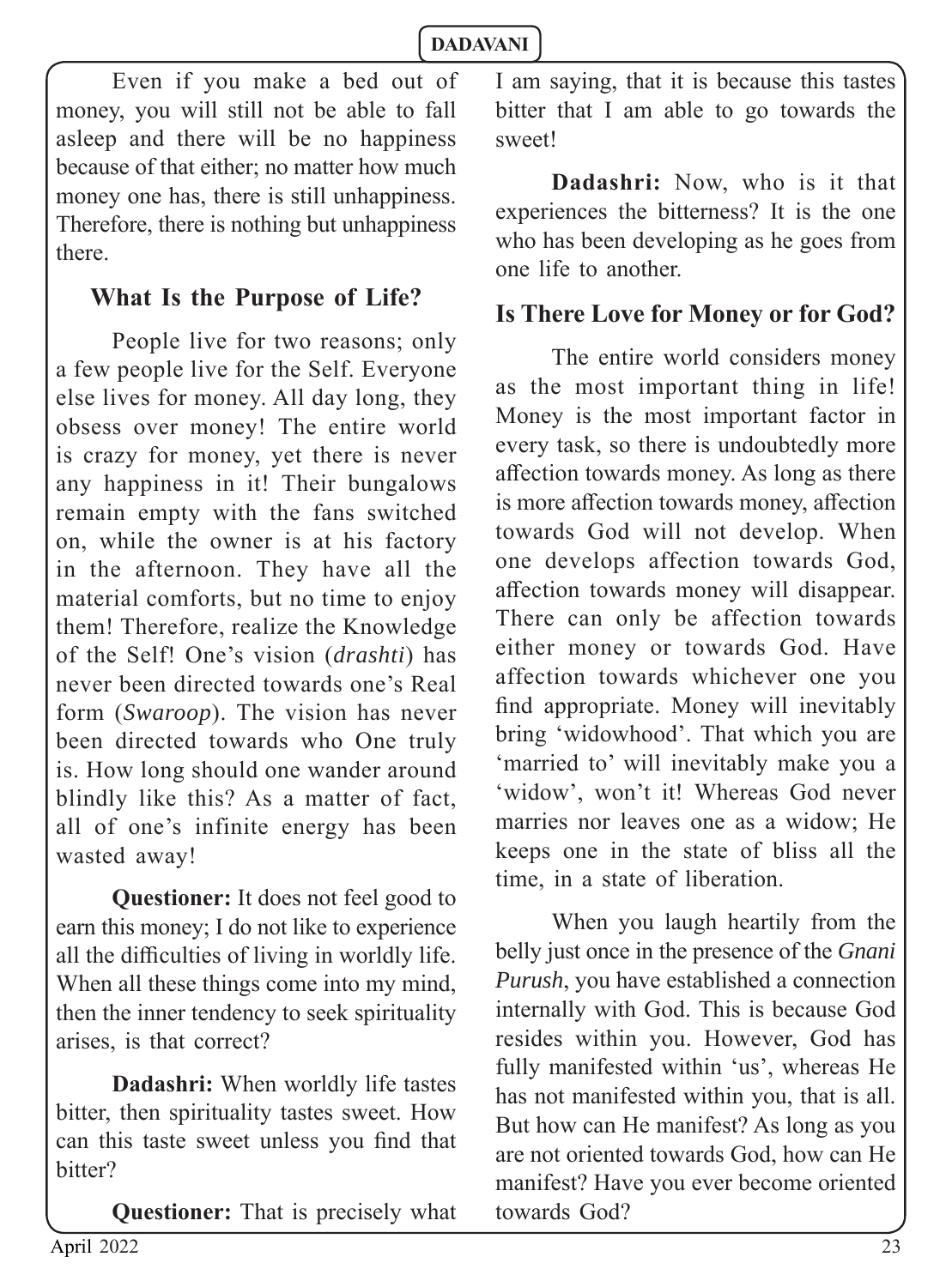Even if you make a bed out of money, you will still not be able to fall asleep and there will be no happiness because of that either; no matter how much money one has, there is still unhappiness. Therefore, there is nothing but unhappiness there.

## What Is the Purpose of Life?

People live for two reasons; only a few people live for the Self. Everyone else lives for money. All day long, they obsess over money! The entire world is crazy for money, yet there is never any happiness in it! Their bungalows remain empty with the fans switched on, while the owner is at his factory in the afternoon. They have all the material comforts, but no time to enjoy them! Therefore, realize the Knowledge of the Self! One's vision (*drashti*) has never been directed towards one's Real form (*Swaroop*). The vision has never been directed towards who One truly is. How long should one wander around blindly like this? As a matter of fact, all of one's infinite energy has been wasted away!

**Questioner:** It does not feel good to earn this money; I do not like to experience all the difficulties of living in worldly life. When all these things come into my mind, then the inner tendency to seek spirituality arises, is that correct?

**Dadashri:** When worldly life tastes bitter, then spirituality tastes sweet. How can this taste sweet unless you find that bitter?

**Questioner:** That is precisely what I am saying, that it is because this tastes bitter that I am able to go towards the sweet!

**Dadashri:** Now, who is it that experiences the bitterness? It is the one who has been developing as he goes from one life to another.

## Is There Love for Money or for God?

The entire world considers money as the most important thing in life! Money is the most important factor in every task, so there is undoubtedly more affection towards money. As long as there is more affection towards money, affection towards God will not develop. When one develops affection towards God, affection towards money will disappear. There can only be affection towards either money or towards God. Have affection towards whichever one you find appropriate. Money will inevitably bring 'widowhood'. That which you are 'married to' will inevitably make you a 'widow', won't it! Whereas God never marries nor leaves one as a widow; He keeps one in the state of bliss all the time, in a state of liberation.

When you laugh heartily from the belly just once in the presence of the *Gnani Purush*, you have established a connection internally with God. This is because God resides within you. However, God has fully manifested within 'us', whereas He has not manifested within you, that is all. But how can He manifest? As long as you are not oriented towards God, how can He manifest? Have you ever become oriented towards God?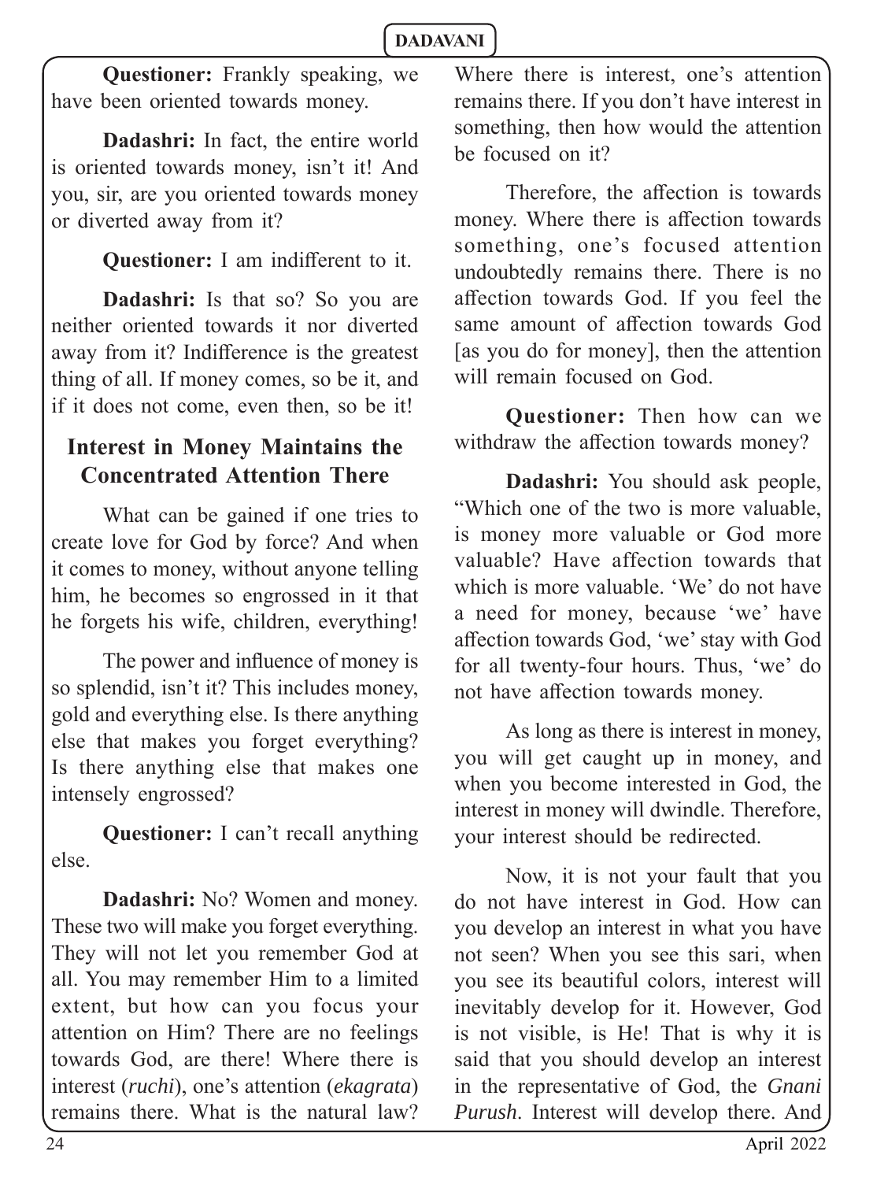**Questioner:** Frankly speaking, we have been oriented towards money.

**Dadashri:** In fact, the entire world is oriented towards money, isn't it! And you, sir, are you oriented towards money or diverted away from it?

**Questioner:** I am indifferent to it.

**Dadashri:** Is that so? So you are neither oriented towards it nor diverted away from it? Indifference is the greatest thing of all. If money comes, so be it, and if it does not come, even then, so be it!

## Interest in Money Maintains the Concentrated Attention There

What can be gained if one tries to create love for God by force? And when it comes to money, without anyone telling him, he becomes so engrossed in it that he forgets his wife, children, everything!

The power and influence of money is so splendid, isn't it? This includes money, gold and everything else. Is there anything else that makes you forget everything? Is there anything else that makes one intensely engrossed?

**Questioner:** I can't recall anything else.

**Dadashri:** No? Women and money. These two will make you forget everything. They will not let you remember God at all. You may remember Him to a limited extent, but how can you focus your attention on Him? There are no feelings towards God, are there! Where there is interest (*ruchi*), one's attention (*ekagrata*) remains there. What is the natural law? Where there is interest, one's attention remains there. If you don't have interest in something, then how would the attention be focused on it?

Therefore, the affection is towards money. Where there is affection towards something, one's focused attention undoubtedly remains there. There is no affection towards God. If you feel the same amount of affection towards God [as you do for money], then the attention will remain focused on God.

**Questioner:** Then how can we withdraw the affection towards money?

**Dadashri:** You should ask people, "Which one of the two is more valuable, is money more valuable or God more valuable? Have affection towards that which is more valuable. 'We' do not have a need for money, because 'we' have affection towards God, 'we' stay with God for all twenty-four hours. Thus, 'we' do not have affection towards money.

As long as there is interest in money, you will get caught up in money, and when you become interested in God, the interest in money will dwindle. Therefore, your interest should be redirected.

Now, it is not your fault that you do not have interest in God. How can you develop an interest in what you have not seen? When you see this sari, when you see its beautiful colors, interest will inevitably develop for it. However, God is not visible, is He! That is why it is said that you should develop an interest in the representative of God, the *Gnani Purush*. Interest will develop there. And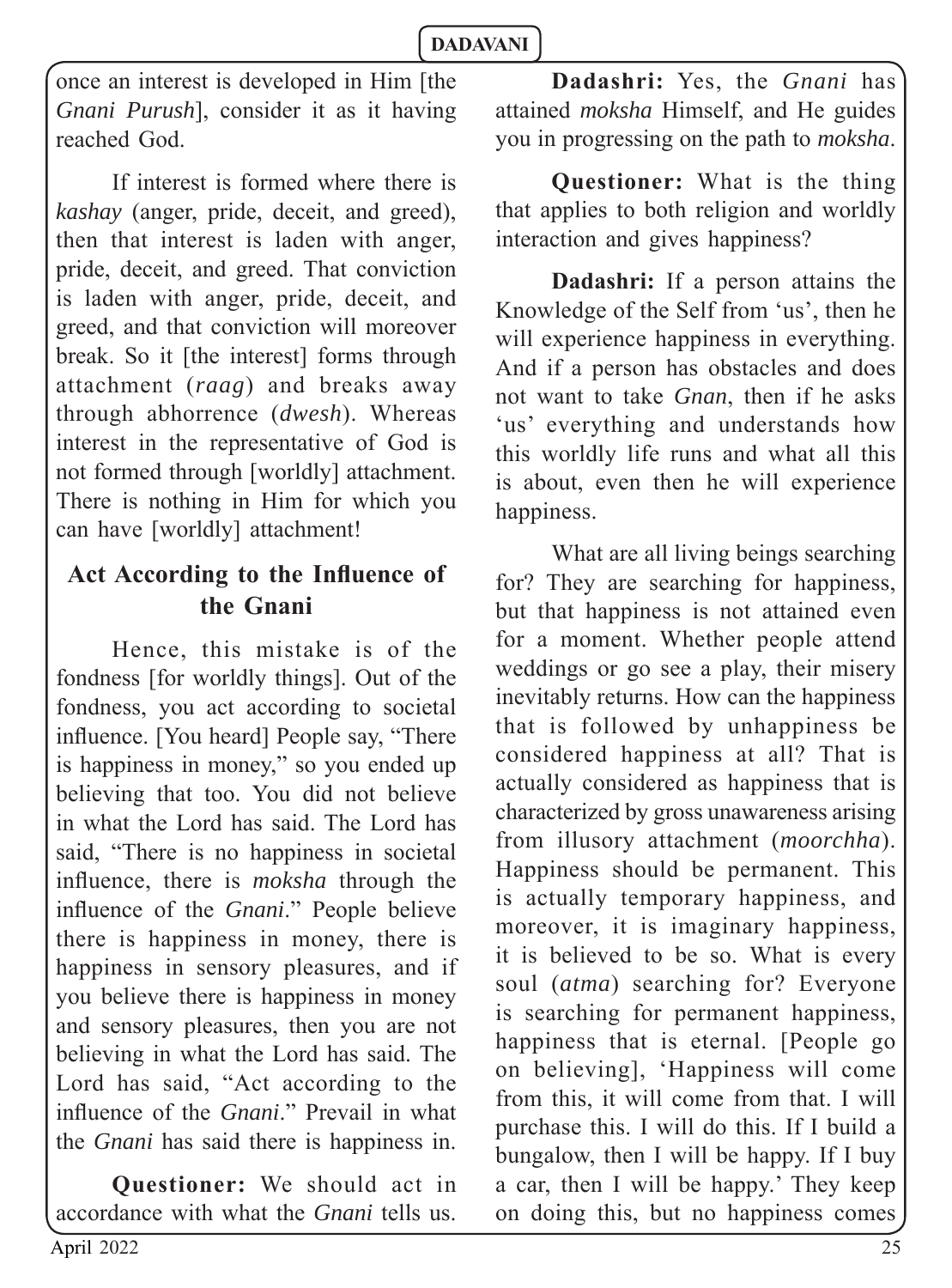once an interest is developed in Him [the *Gnani Purush*], consider it as it having reached God.

If interest is formed where there is *kashay* (anger, pride, deceit, and greed), then that interest is laden with anger, pride, deceit, and greed. That conviction is laden with anger, pride, deceit, and greed, and that conviction will moreover break. So it [the interest] forms through attachment (*raag*) and breaks away through abhorrence (*dwesh*). Whereas interest in the representative of God is not formed through [worldly] attachment. There is nothing in Him for which you can have [worldly] attachment!

## Act According to the Influence of the Gnani

Hence, this mistake is of the fondness [for worldly things]. Out of the fondness, you act according to societal influence. [You heard] People say, "There is happiness in money," so you ended up believing that too. You did not believe in what the Lord has said. The Lord has said, "There is no happiness in societal influence, there is *moksha* through the influence of the *Gnani*." People believe there is happiness in money, there is happiness in sensory pleasures, and if you believe there is happiness in money and sensory pleasures, then you are not believing in what the Lord has said. The Lord has said, "Act according to the influence of the *Gnani*." Prevail in what the *Gnani* has said there is happiness in.

**Questioner:** We should act in accordance with what the *Gnani* tells us.

**Dadashri:** Yes, the *Gnani* has attained *moksha* Himself, and He guides you in progressing on the path to *moksha*.

**Questioner:** What is the thing that applies to both religion and worldly interaction and gives happiness?

**Dadashri:** If a person attains the Knowledge of the Self from 'us', then he will experience happiness in everything. And if a person has obstacles and does not want to take *Gnan*, then if he asks 'us' everything and understands how this worldly life runs and what all this is about, even then he will experience happiness.

What are all living beings searching for? They are searching for happiness, but that happiness is not attained even for a moment. Whether people attend weddings or go see a play, their misery inevitably returns. How can the happiness that is followed by unhappiness be considered happiness at all? That is actually considered as happiness that is characterized by gross unawareness arising from illusory attachment (*moorchha*). Happiness should be permanent. This is actually temporary happiness, and moreover, it is imaginary happiness, it is believed to be so. What is every soul (*atma*) searching for? Everyone is searching for permanent happiness, happiness that is eternal. [People go on believing], 'Happiness will come from this, it will come from that. I will purchase this. I will do this. If I build a bungalow, then I will be happy. If I buy a car, then I will be happy.' They keep on doing this, but no happiness comes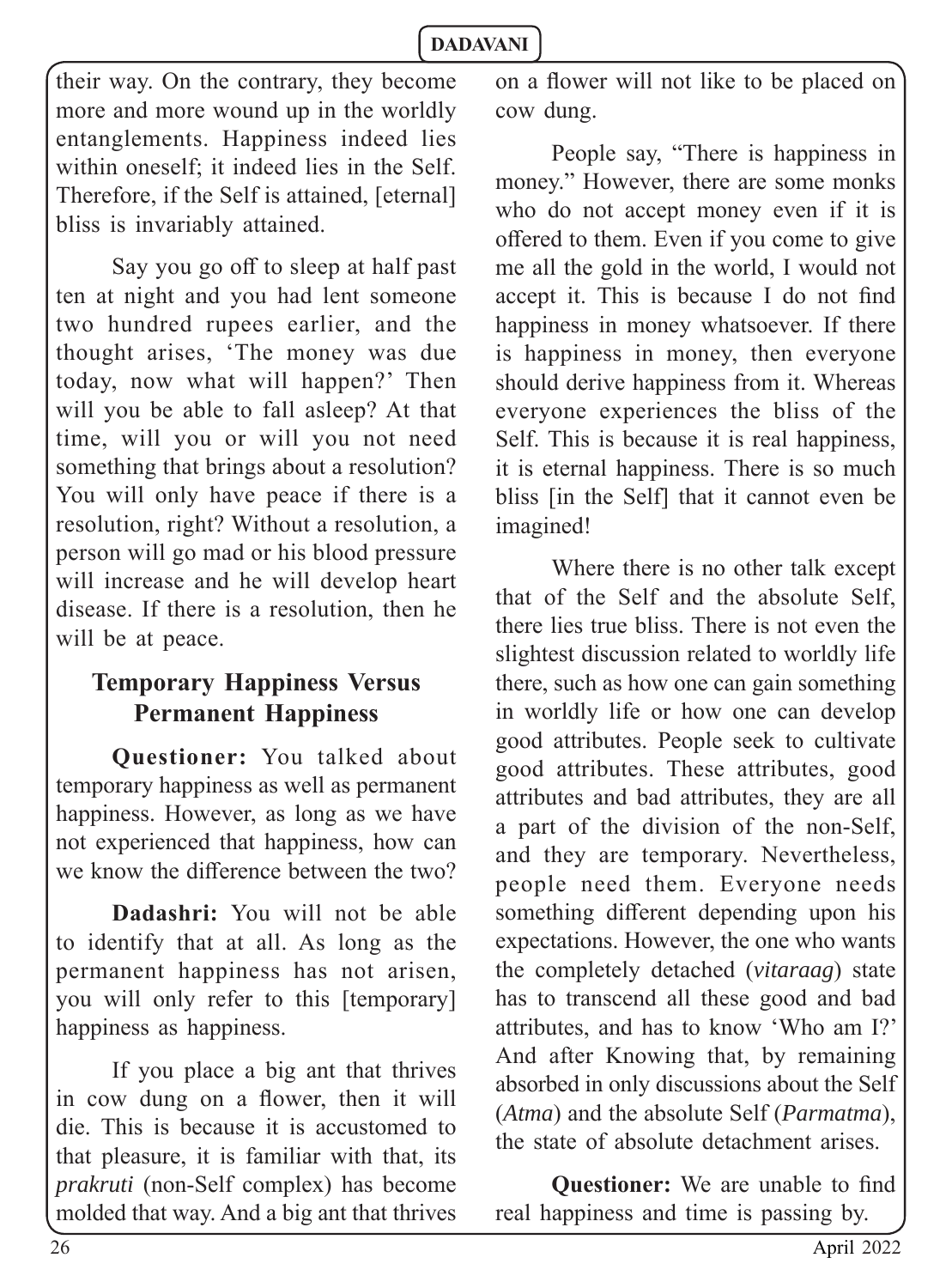their way. On the contrary, they become more and more wound up in the worldly entanglements. Happiness indeed lies within oneself; it indeed lies in the Self. Therefore, if the Self is attained, [eternal] bliss is invariably attained.

Say you go off to sleep at half past ten at night and you had lent someone two hundred rupees earlier, and the thought arises, 'The money was due today, now what will happen?' Then will you be able to fall asleep? At that time, will you or will you not need something that brings about a resolution? You will only have peace if there is a resolution, right? Without a resolution, a person will go mad or his blood pressure will increase and he will develop heart disease. If there is a resolution, then he will be at peace.

## Temporary Happiness Versus Permanent Happiness

**Questioner:** You talked about temporary happiness as well as permanent happiness. However, as long as we have not experienced that happiness, how can we know the difference between the two?

**Dadashri:** You will not be able to identify that at all. As long as the permanent happiness has not arisen, you will only refer to this [temporary] happiness as happiness.

If you place a big ant that thrives in cow dung on a flower, then it will die. This is because it is accustomed to that pleasure, it is familiar with that, its *prakruti* (non-Self complex) has become molded that way. And a big ant that thrives on a flower will not like to be placed on cow dung.

People say, "There is happiness in money." However, there are some monks who do not accept money even if it is offered to them. Even if you come to give me all the gold in the world, I would not accept it. This is because I do not find happiness in money whatsoever. If there is happiness in money, then everyone should derive happiness from it. Whereas everyone experiences the bliss of the Self. This is because it is real happiness, it is eternal happiness. There is so much bliss [in the Self] that it cannot even be imagined!

Where there is no other talk except that of the Self and the absolute Self, there lies true bliss. There is not even the slightest discussion related to worldly life there, such as how one can gain something in worldly life or how one can develop good attributes. People seek to cultivate good attributes. These attributes, good attributes and bad attributes, they are all a part of the division of the non-Self, and they are temporary. Nevertheless, people need them. Everyone needs something different depending upon his expectations. However, the one who wants the completely detached (*vitaraag*) state has to transcend all these good and bad attributes, and has to know 'Who am I?' And after Knowing that, by remaining absorbed in only discussions about the Self (*Atma*) and the absolute Self (*Parmatma*), the state of absolute detachment arises.

**Questioner:** We are unable to find real happiness and time is passing by.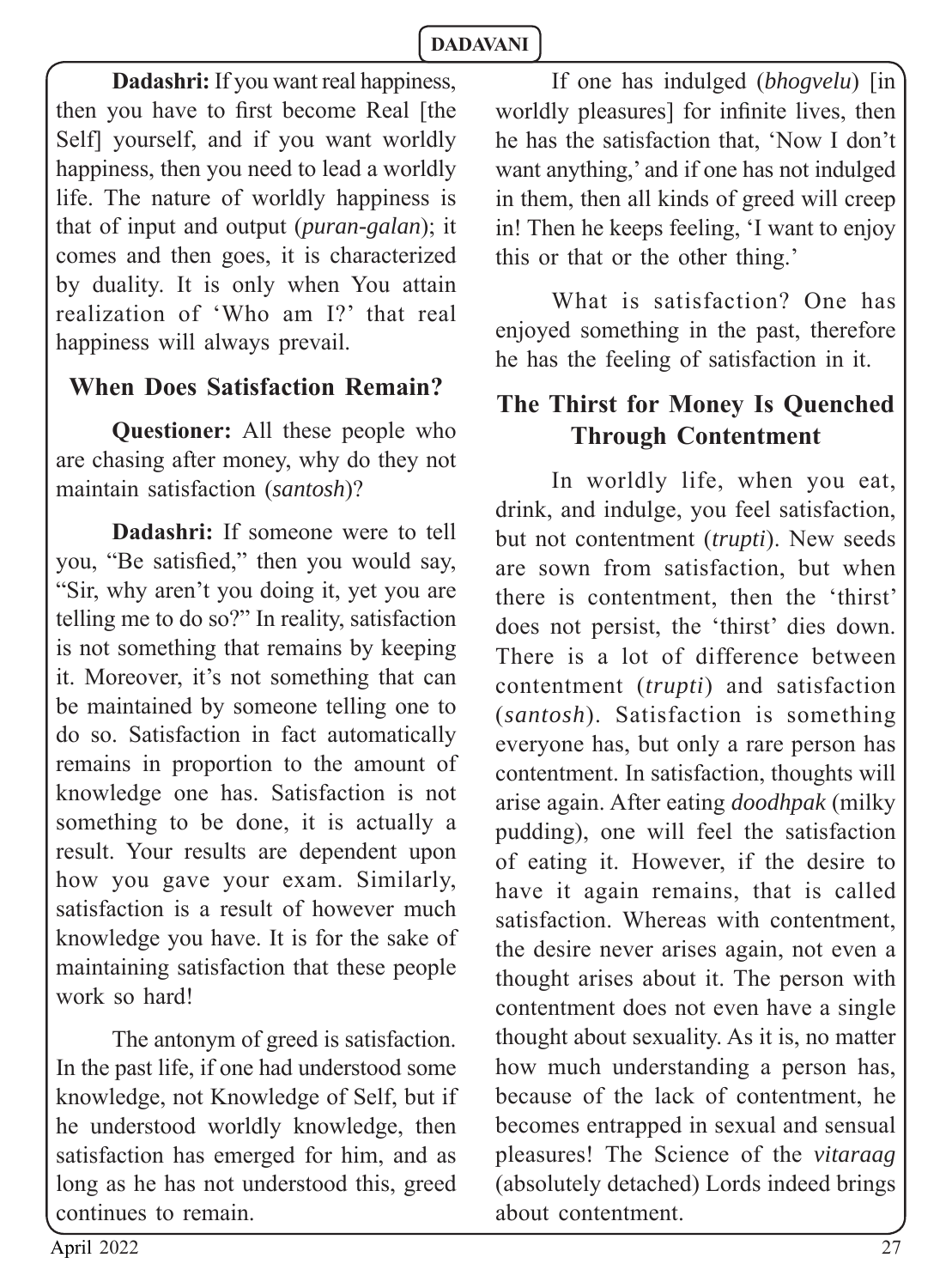**Dadashri:** If you want real happiness, then you have to first become Real [the Self] yourself, and if you want worldly happiness, then you need to lead a worldly life. The nature of worldly happiness is that of input and output (*puran-galan*); it comes and then goes, it is characterized by duality. It is only when You attain realization of 'Who am I?' that real happiness will always prevail.

## When Does Satisfaction Remain?

**Questioner:** All these people who are chasing after money, why do they not maintain satisfaction (*santosh*)?

**Dadashri:** If someone were to tell you, "Be satisfied," then you would say, "Sir, why aren't you doing it, yet you are telling me to do so?" In reality, satisfaction is not something that remains by keeping it. Moreover, it's not something that can be maintained by someone telling one to do so. Satisfaction in fact automatically remains in proportion to the amount of knowledge one has. Satisfaction is not something to be done, it is actually a result. Your results are dependent upon how you gave your exam. Similarly, satisfaction is a result of however much knowledge you have. It is for the sake of maintaining satisfaction that these people work so hard!

The antonym of greed is satisfaction. In the past life, if one had understood some knowledge, not Knowledge of Self, but if he understood worldly knowledge, then satisfaction has emerged for him, and as long as he has not understood this, greed continues to remain.

If one has indulged (*bhogvelu*) [in worldly pleasures] for infinite lives, then he has the satisfaction that, 'Now I don't want anything,' and if one has not indulged in them, then all kinds of greed will creep in! Then he keeps feeling, 'I want to enjoy this or that or the other thing.'

What is satisfaction? One has enjoyed something in the past, therefore he has the feeling of satisfaction in it.

## The Thirst for Money Is Quenched Through Contentment

In worldly life, when you eat, drink, and indulge, you feel satisfaction, but not contentment (*trupti*). New seeds are sown from satisfaction, but when there is contentment, then the 'thirst' does not persist, the 'thirst' dies down. There is a lot of difference between contentment (*trupti*) and satisfaction (*santosh*). Satisfaction is something everyone has, but only a rare person has contentment. In satisfaction, thoughts will arise again. After eating *doodhpak* (milky pudding), one will feel the satisfaction of eating it. However, if the desire to have it again remains, that is called satisfaction. Whereas with contentment, the desire never arises again, not even a thought arises about it. The person with contentment does not even have a single thought about sexuality. As it is, no matter how much understanding a person has, because of the lack of contentment, he becomes entrapped in sexual and sensual pleasures! The Science of the *vitaraag* (absolutely detached) Lords indeed brings about contentment.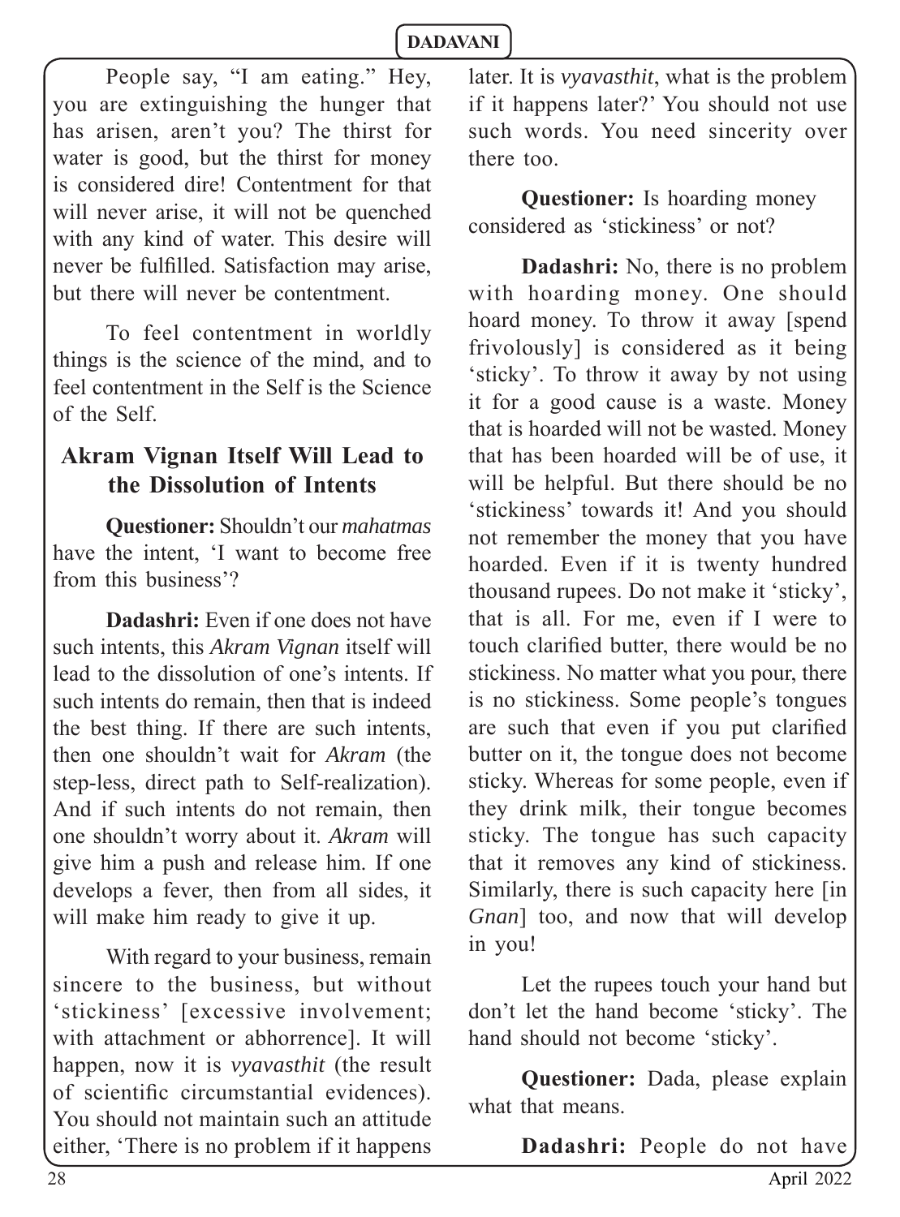People say, "I am eating." Hey, you are extinguishing the hunger that has arisen, aren't you? The thirst for water is good, but the thirst for money is considered dire! Contentment for that will never arise, it will not be quenched with any kind of water. This desire will never be fulfilled. Satisfaction may arise, but there will never be contentment.

To feel contentment in worldly things is the science of the mind, and to feel contentment in the Self is the Science of the Self.

## Akram Vignan Itself Will Lead to the Dissolution of Intents

**Questioner:** Shouldn't our *mahatmas* have the intent, 'I want to become free from this business'?

**Dadashri:** Even if one does not have such intents, this *Akram Vignan* itself will lead to the dissolution of one's intents. If such intents do remain, then that is indeed the best thing. If there are such intents, then one shouldn't wait for *Akram* (the step-less, direct path to Self-realization). And if such intents do not remain, then one shouldn't worry about it. *Akram* will give him a push and release him. If one develops a fever, then from all sides, it will make him ready to give it up.

With regard to your business, remain sincere to the business, but without 'stickiness' [excessive involvement; with attachment or abhorrence]. It will happen, now it is *vyavasthit* (the result of scientific circumstantial evidences). You should not maintain such an attitude either, 'There is no problem if it happens later. It is *vyavasthit*, what is the problem if it happens later?' You should not use such words. You need sincerity over there too.

**Questioner:** Is hoarding money considered as 'stickiness' or not?

**Dadashri:** No, there is no problem with hoarding money. One should hoard money. To throw it away [spend frivolously] is considered as it being 'sticky'. To throw it away by not using it for a good cause is a waste. Money that is hoarded will not be wasted. Money that has been hoarded will be of use, it will be helpful. But there should be no 'stickiness' towards it! And you should not remember the money that you have hoarded. Even if it is twenty hundred thousand rupees. Do not make it 'sticky', that is all. For me, even if I were to touch clarified butter, there would be no stickiness. No matter what you pour, there is no stickiness. Some people's tongues are such that even if you put clarified butter on it, the tongue does not become sticky. Whereas for some people, even if they drink milk, their tongue becomes sticky. The tongue has such capacity that it removes any kind of stickiness. Similarly, there is such capacity here [in *Gnan*] too, and now that will develop in you!

Let the rupees touch your hand but don't let the hand become 'sticky'. The hand should not become 'sticky'.

**Questioner:** Dada, please explain what that means.

**Dadashri:** People do not have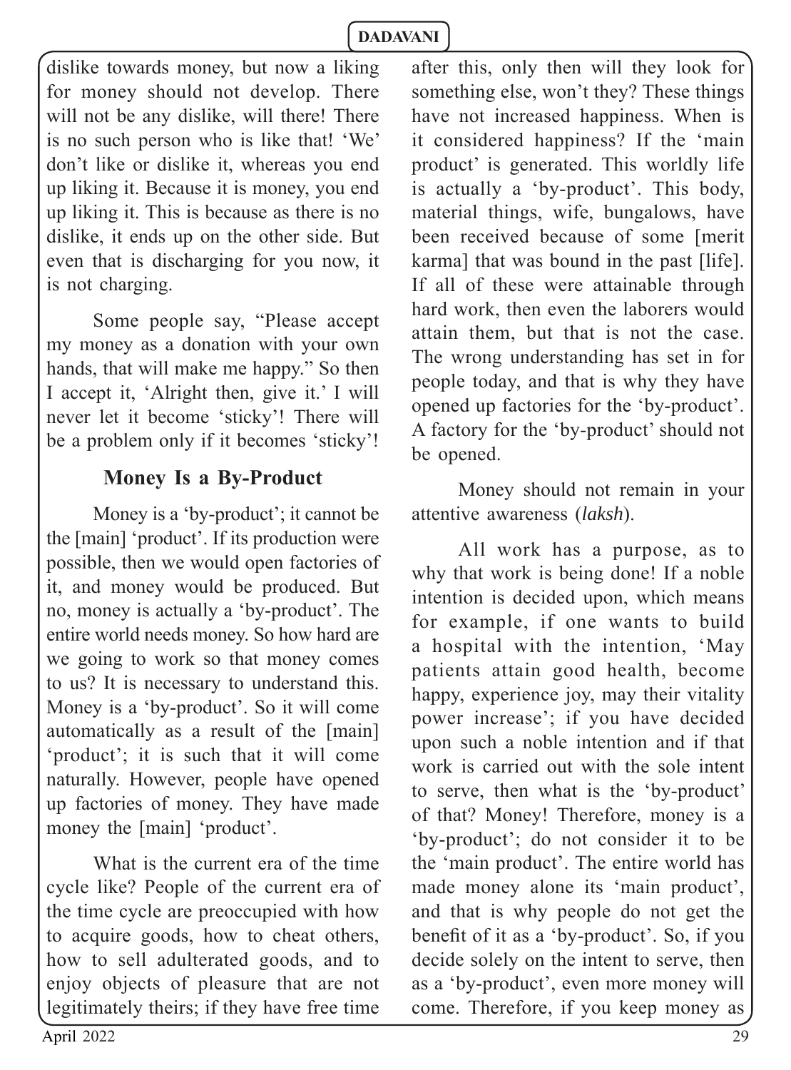dislike towards money, but now a liking for money should not develop. There will not be any dislike, will there! There is no such person who is like that! 'We' don't like or dislike it, whereas you end up liking it. Because it is money, you end up liking it. This is because as there is no dislike, it ends up on the other side. But even that is discharging for you now, it is not charging.

Some people say, "Please accept my money as a donation with your own hands, that will make me happy." So then I accept it, 'Alright then, give it.' I will never let it become 'sticky'! There will be a problem only if it becomes 'sticky'!

## Money Is a By-Product

Money is a 'by-product'; it cannot be the [main] 'product'. If its production were possible, then we would open factories of it, and money would be produced. But no, money is actually a 'by-product'. The entire world needs money. So how hard are we going to work so that money comes to us? It is necessary to understand this. Money is a 'by-product'. So it will come automatically as a result of the [main] 'product'; it is such that it will come naturally. However, people have opened up factories of money. They have made money the [main] 'product'.

What is the current era of the time cycle like? People of the current era of the time cycle are preoccupied with how to acquire goods, how to cheat others, how to sell adulterated goods, and to enjoy objects of pleasure that are not legitimately theirs; if they have free time after this, only then will they look for something else, won't they? These things have not increased happiness. When is it considered happiness? If the 'main product' is generated. This worldly life is actually a 'by-product'. This body, material things, wife, bungalows, have been received because of some [merit karma] that was bound in the past [life]. If all of these were attainable through hard work, then even the laborers would attain them, but that is not the case. The wrong understanding has set in for people today, and that is why they have opened up factories for the 'by-product'. A factory for the 'by-product' should not be opened.

Money should not remain in your attentive awareness (*laksh*).

All work has a purpose, as to why that work is being done! If a noble intention is decided upon, which means for example, if one wants to build a hospital with the intention, 'May patients attain good health, become happy, experience joy, may their vitality power increase'; if you have decided upon such a noble intention and if that work is carried out with the sole intent to serve, then what is the 'by-product' of that? Money! Therefore, money is a 'by-product'; do not consider it to be the 'main product'. The entire world has made money alone its 'main product', and that is why people do not get the benefit of it as a 'by-product'. So, if you decide solely on the intent to serve, then as a 'by-product', even more money will come. Therefore, if you keep money as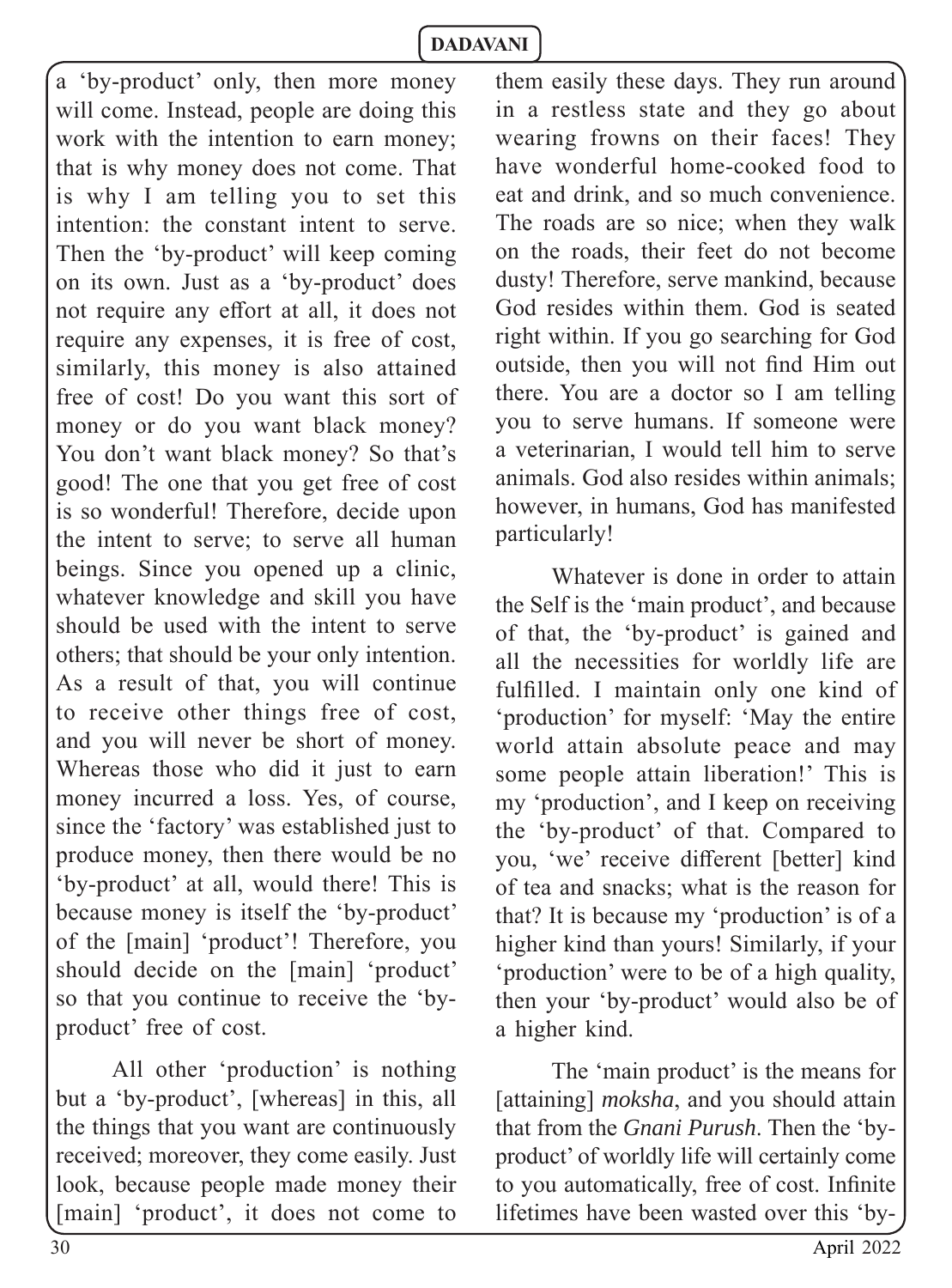a 'by-product' only, then more money will come. Instead, people are doing this work with the intention to earn money; that is why money does not come. That is why I am telling you to set this intention: the constant intent to serve. Then the 'by-product' will keep coming on its own. Just as a 'by-product' does not require any effort at all, it does not require any expenses, it is free of cost, similarly, this money is also attained free of cost! Do you want this sort of money or do you want black money? You don't want black money? So that's good! The one that you get free of cost is so wonderful! Therefore, decide upon the intent to serve; to serve all human beings. Since you opened up a clinic, whatever knowledge and skill you have should be used with the intent to serve others; that should be your only intention. As a result of that, you will continue to receive other things free of cost, and you will never be short of money. Whereas those who did it just to earn money incurred a loss. Yes, of course, since the 'factory' was established just to produce money, then there would be no 'by-product' at all, would there! This is because money is itself the 'by-product' of the [main] 'product'! Therefore, you should decide on the [main] 'product' so that you continue to receive the 'by-product' free of cost.

All other 'production' is nothing but a 'by-product', [whereas] in this, all the things that you want are continuously received; moreover, they come easily. Just look, because people made money their [main] 'product', it does not come to them easily these days. They run around in a restless state and they go about wearing frowns on their faces! They have wonderful home-cooked food to eat and drink, and so much convenience. The roads are so nice; when they walk on the roads, their feet do not become dusty! Therefore, serve mankind, because God resides within them. God is seated right within. If you go searching for God outside, then you will not find Him out there. You are a doctor so I am telling you to serve humans. If someone were a veterinarian, I would tell him to serve animals. God also resides within animals; however, in humans, God has manifested particularly!

Whatever is done in order to attain the Self is the 'main product', and because of that, the 'by-product' is gained and all the necessities for worldly life are fulfilled. I maintain only one kind of 'production' for myself: 'May the entire world attain absolute peace and may some people attain liberation!' This is my 'production', and I keep on receiving the 'by-product' of that. Compared to you, 'we' receive different [better] kind of tea and snacks; what is the reason for that? It is because my 'production' is of a higher kind than yours! Similarly, if your 'production' were to be of a high quality, then your 'by-product' would also be of a higher kind.

The 'main product' is the means for [attaining] *moksha*, and you should attain that from the *Gnani Purush*. Then the 'by-product' of worldly life will certainly come to you automatically, free of cost. Infinite lifetimes have been wasted over this 'by-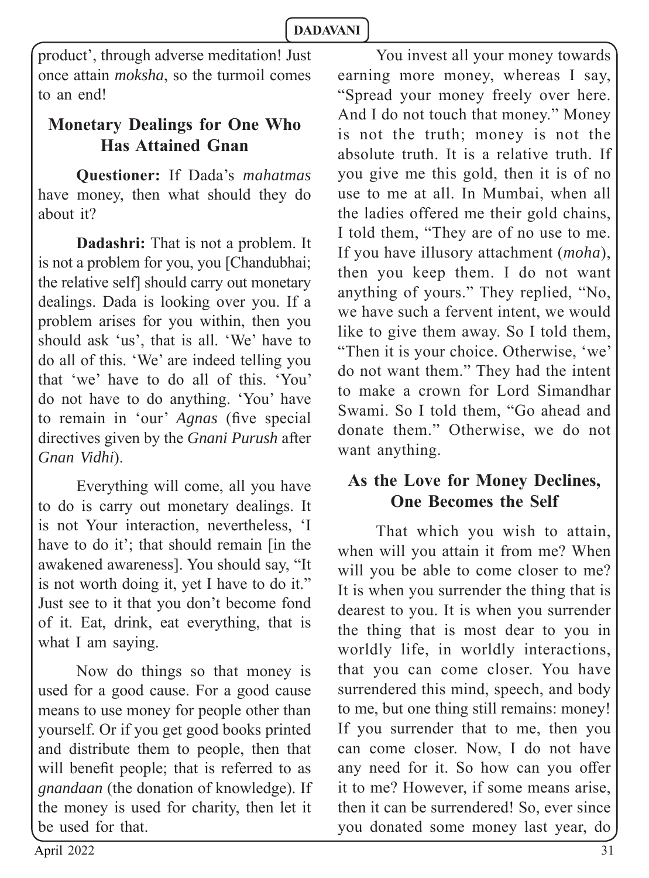product', through adverse meditation! Just once attain *moksha*, so the turmoil comes to an end!

## Monetary Dealings for One Who Has Attained Gnan

**Questioner:** If Dada's *mahatmas* have money, then what should they do about it?

**Dadashri:** That is not a problem. It is not a problem for you, you [Chandubhai; the relative self] should carry out monetary dealings. Dada is looking over you. If a problem arises for you within, then you should ask 'us', that is all. 'We' have to do all of this. 'We' are indeed telling you that 'we' have to do all of this. 'You' do not have to do anything. 'You' have to remain in 'our' *Agnas* (five special directives given by the *Gnani Purush* after *Gnan Vidhi*).

Everything will come, all you have to do is carry out monetary dealings. It is not Your interaction, nevertheless, 'I have to do it'; that should remain [in the awakened awareness]. You should say, "It is not worth doing it, yet I have to do it." Just see to it that you don't become fond of it. Eat, drink, eat everything, that is what I am saying.

Now do things so that money is used for a good cause. For a good cause means to use money for people other than yourself. Or if you get good books printed and distribute them to people, then that will benefit people; that is referred to as *gnandaan* (the donation of knowledge). If the money is used for charity, then let it be used for that.

You invest all your money towards earning more money, whereas I say, "Spread your money freely over here. And I do not touch that money." Money is not the truth; money is not the absolute truth. It is a relative truth. If you give me this gold, then it is of no use to me at all. In Mumbai, when all the ladies offered me their gold chains, I told them, "They are of no use to me. If you have illusory attachment (*moha*), then you keep them. I do not want anything of yours." They replied, "No, we have such a fervent intent, we would like to give them away. So I told them, "Then it is your choice. Otherwise, 'we' do not want them." They had the intent to make a crown for Lord Simandhar Swami. So I told them, "Go ahead and donate them." Otherwise, we do not want anything.

## As the Love for Money Declines, One Becomes the Self

That which you wish to attain, when will you attain it from me? When will you be able to come closer to me? It is when you surrender the thing that is dearest to you. It is when you surrender the thing that is most dear to you in worldly life, in worldly interactions, that you can come closer. You have surrendered this mind, speech, and body to me, but one thing still remains: money! If you surrender that to me, then you can come closer. Now, I do not have any need for it. So how can you offer it to me? However, if some means arise, then it can be surrendered! So, ever since you donated some money last year, do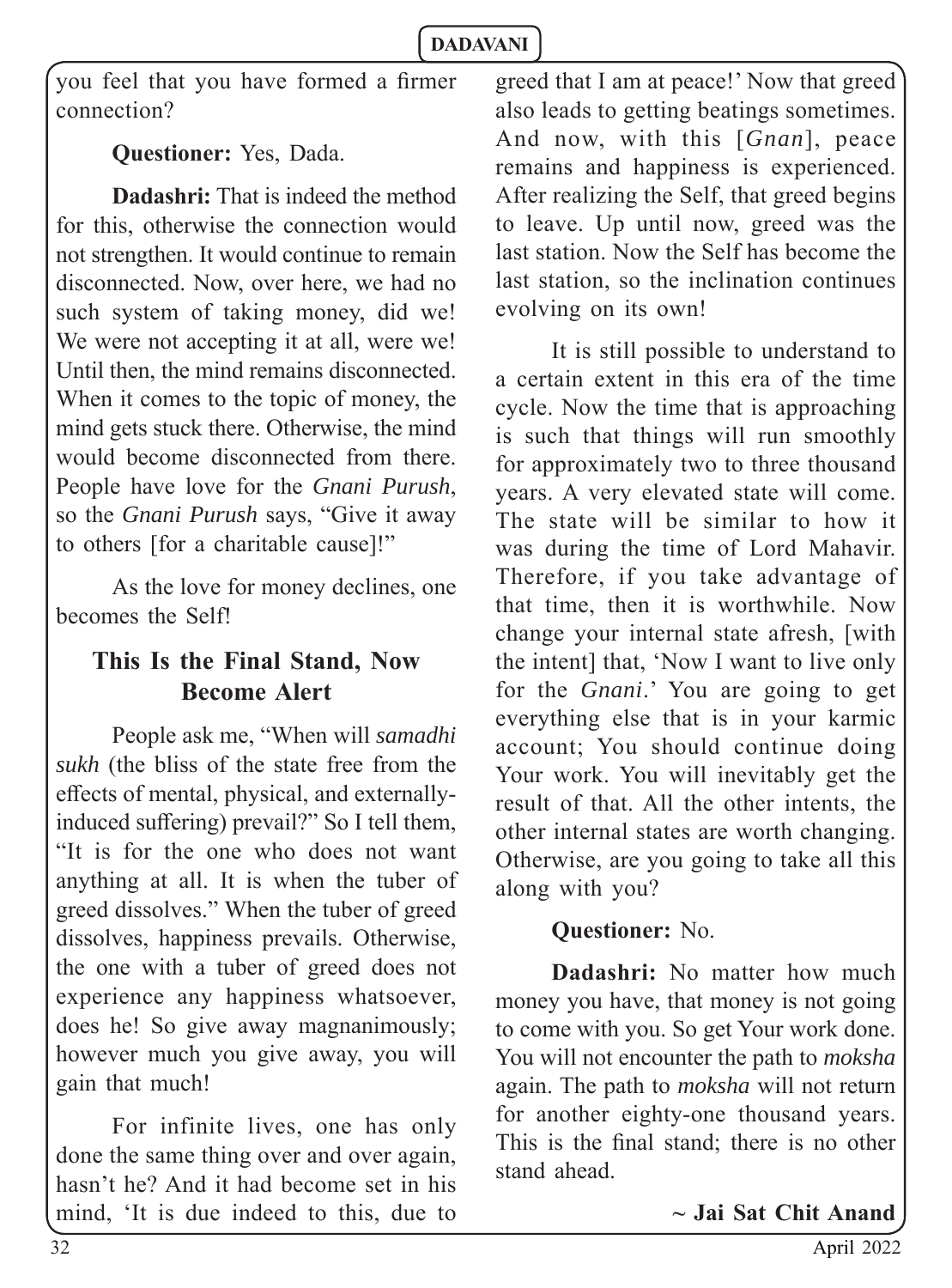you feel that you have formed a firmer connection?

**Questioner:** Yes, Dada.

**Dadashri:** That is indeed the method for this, otherwise the connection would not strengthen. It would continue to remain disconnected. Now, over here, we had no such system of taking money, did we! We were not accepting it at all, were we! Until then, the mind remains disconnected. When it comes to the topic of money, the mind gets stuck there. Otherwise, the mind would become disconnected from there. People have love for the *Gnani Purush*, so the *Gnani Purush* says, "Give it away to others [for a charitable cause]!"

As the love for money declines, one becomes the Self!

## This Is the Final Stand, Now Become Alert

People ask me, "When will *samadhi sukh* (the bliss of the state free from the effects of mental, physical, and externally-induced suffering) prevail?" So I tell them, "It is for the one who does not want anything at all. It is when the tuber of greed dissolves." When the tuber of greed dissolves, happiness prevails. Otherwise, the one with a tuber of greed does not experience any happiness whatsoever, does he! So give away magnanimously; however much you give away, you will gain that much!

For infinite lives, one has only done the same thing over and over again, hasn't he? And it had become set in his mind, 'It is due indeed to this, due to greed that I am at peace!' Now that greed also leads to getting beatings sometimes. And now, with this [*Gnan*], peace remains and happiness is experienced. After realizing the Self, that greed begins to leave. Up until now, greed was the last station. Now the Self has become the last station, so the inclination continues evolving on its own!

It is still possible to understand to a certain extent in this era of the time cycle. Now the time that is approaching is such that things will run smoothly for approximately two to three thousand years. A very elevated state will come. The state will be similar to how it was during the time of Lord Mahavir. Therefore, if you take advantage of that time, then it is worthwhile. Now change your internal state afresh, [with the intent] that, 'Now I want to live only for the *Gnani*.' You are going to get everything else that is in your karmic account; You should continue doing Your work. You will inevitably get the result of that. All the other intents, the other internal states are worth changing. Otherwise, are you going to take all this along with you?

**Questioner:** No.

**Dadashri:** No matter how much money you have, that money is not going to come with you. So get Your work done. You will not encounter the path to *moksha* again. The path to *moksha* will not return for another eighty-one thousand years. This is the final stand; there is no other stand ahead.

**~ Jai Sat Chit Anand**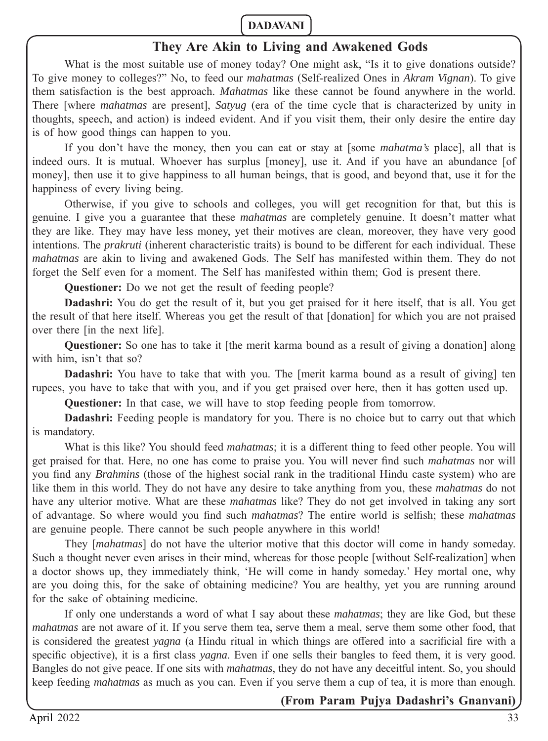## They Are Akin to Living and Awakened Gods

What is the most suitable use of money today? One might ask, "Is it to give donations outside? To give money to colleges?" No, to feed our *mahatmas* (Self-realized Ones in *Akram Vignan*). To give them satisfaction is the best approach. *Mahatmas* like these cannot be found anywhere in the world. There [where *mahatmas* are present], *Satyug* (era of the time cycle that is characterized by unity in thoughts, speech, and action) is indeed evident. And if you visit them, their only desire the entire day is of how good things can happen to you.

If you don't have the money, then you can eat or stay at [some *mahatma's* place], all that is indeed ours. It is mutual. Whoever has surplus [money], use it. And if you have an abundance [of money], then use it to give happiness to all human beings, that is good, and beyond that, use it for the happiness of every living being.

Otherwise, if you give to schools and colleges, you will get recognition for that, but this is genuine. I give you a guarantee that these *mahatmas* are completely genuine. It doesn't matter what they are like. They may have less money, yet their motives are clean, moreover, they have very good intentions. The *prakruti* (inherent characteristic traits) is bound to be different for each individual. These *mahatmas* are akin to living and awakened Gods. The Self has manifested within them. They do not forget the Self even for a moment. The Self has manifested within them; God is present there.

**Questioner:** Do we not get the result of feeding people?

**Dadashri:** You do get the result of it, but you get praised for it here itself, that is all. You get the result of that here itself. Whereas you get the result of that [donation] for which you are not praised over there [in the next life].

**Questioner:** So one has to take it [the merit karma bound as a result of giving a donation] along with him, isn't that so?

**Dadashri:** You have to take that with you. The [merit karma bound as a result of giving] ten rupees, you have to take that with you, and if you get praised over here, then it has gotten used up.

**Questioner:** In that case, we will have to stop feeding people from tomorrow.

**Dadashri:** Feeding people is mandatory for you. There is no choice but to carry out that which is mandatory.

What is this like? You should feed *mahatmas*; it is a different thing to feed other people. You will get praised for that. Here, no one has come to praise you. You will never find such *mahatmas* nor will you find any *Brahmins* (those of the highest social rank in the traditional Hindu caste system) who are like them in this world. They do not have any desire to take anything from you, these *mahatmas* do not have any ulterior motive. What are these *mahatmas* like? They do not get involved in taking any sort of advantage. So where would you find such *mahatmas*? The entire world is selfish; these *mahatmas* are genuine people. There cannot be such people anywhere in this world!

They [*mahatmas*] do not have the ulterior motive that this doctor will come in handy someday. Such a thought never even arises in their mind, whereas for those people [without Self-realization] when a doctor shows up, they immediately think, 'He will come in handy someday.' Hey mortal one, why are you doing this, for the sake of obtaining medicine? You are healthy, yet you are running around for the sake of obtaining medicine.

If only one understands a word of what I say about these *mahatmas*; they are like God, but these *mahatmas* are not aware of it. If you serve them tea, serve them a meal, serve them some other food, that is considered the greatest *yagna* (a Hindu ritual in which things are offered into a sacrificial fire with a specific objective), it is a first class *yagna*. Even if one sells their bangles to feed them, it is very good. Bangles do not give peace. If one sits with *mahatmas*, they do not have any deceitful intent. So, you should keep feeding *mahatmas* as much as you can. Even if you serve them a cup of tea, it is more than enough.

**(From Param Pujya Dadashri's Gnanvani)**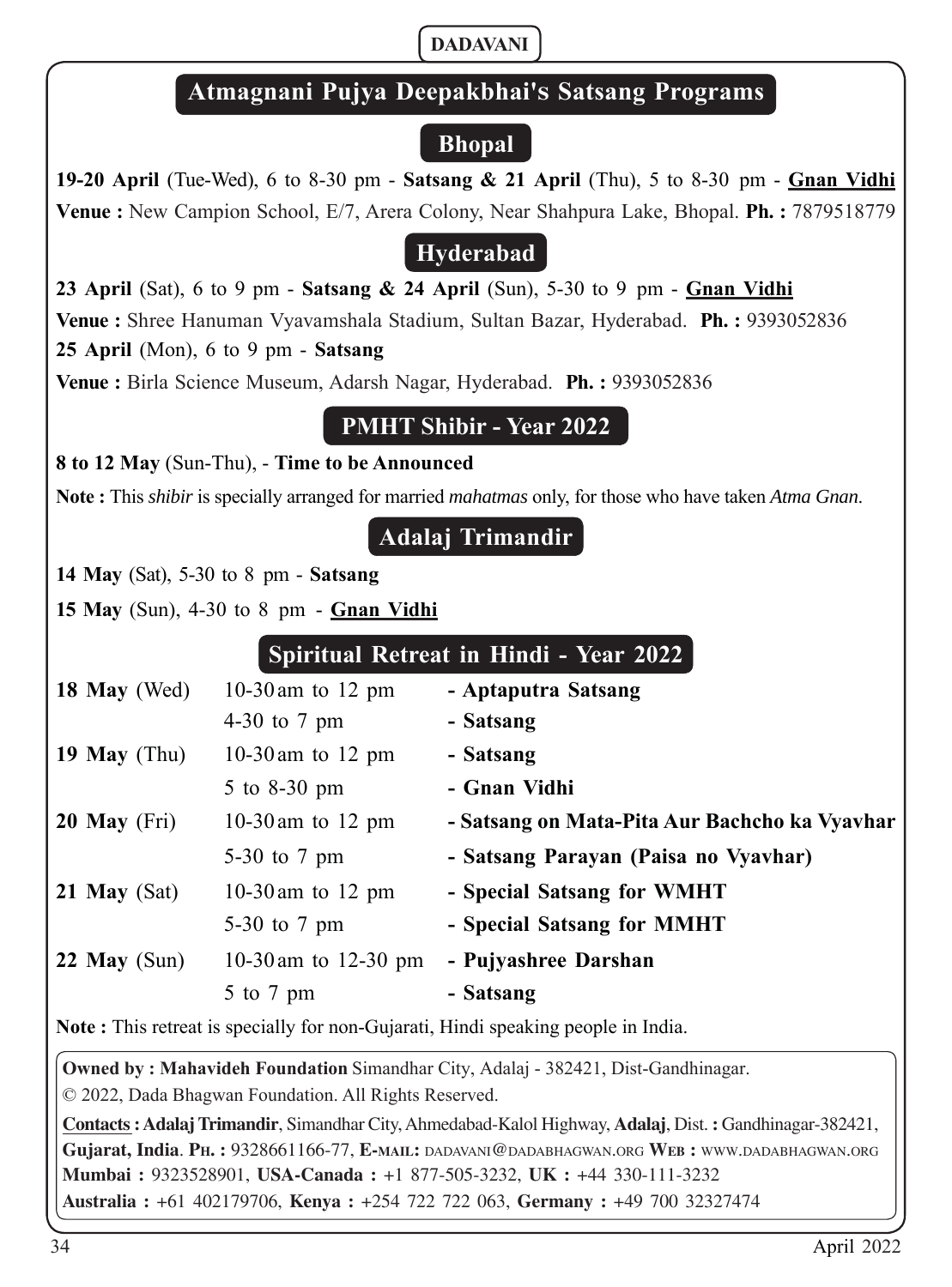# Atmagnani Pujya Deepakbhai's Satsang Programs

## Bhopal

**19-20 April** (Tue-Wed), 6 to 8-30 pm - **Satsang & 21 April** (Thu), 5 to 8-30 pm - **Gnan Vidhi**

**Venue :** New Campion School, E/7, Arera Colony, Near Shahpura Lake, Bhopal. **Ph. :** 7879518779

## Hyderabad

**23 April** (Sat), 6 to 9 pm - **Satsang & 24 April** (Sun), 5-30 to 9 pm - **Gnan Vidhi**

**Venue :** Shree Hanuman Vyavamshala Stadium, Sultan Bazar, Hyderabad. **Ph. :** 9393052836

**25 April** (Mon), 6 to 9 pm - **Satsang**

**Venue :** Birla Science Museum, Adarsh Nagar, Hyderabad. **Ph. :** 9393052836

## PMHT Shibir - Year 2022

**8 to 12 May** (Sun-Thu), - **Time to be Announced**

**Note :** This *shibir* is specially arranged for married *mahatmas* only, for those who have taken *Atma Gnan*.

## Adalaj Trimandir

**14 May** (Sat), 5-30 to 8 pm - **Satsang**

**15 May** (Sun), 4-30 to 8 pm - **Gnan Vidhi**

## Spiritual Retreat in Hindi - Year 2022

| Date | Time | Program |
|---|---|---|
| **18 May** (Wed) | 10-30 am to 12 pm | **- Aptaputra Satsang** |
| | 4-30 to 7 pm | **- Satsang** |
| **19 May** (Thu) | 10-30 am to 12 pm | **- Satsang** |
| | 5 to 8-30 pm | **- Gnan Vidhi** |
| **20 May** (Fri) | 10-30 am to 12 pm | **- Satsang on Mata-Pita Aur Bachcho ka Vyavhar** |
| | 5-30 to 7 pm | **- Satsang Parayan (Paisa no Vyavhar)** |
| **21 May** (Sat) | 10-30 am to 12 pm | **- Special Satsang for WMHT** |
| | 5-30 to 7 pm | **- Special Satsang for MMHT** |
| **22 May** (Sun) | 10-30 am to 12-30 pm | **- Pujyashree Darshan** |
| | 5 to 7 pm | **- Satsang** |

**Note :** This retreat is specially for non-Gujarati, Hindi speaking people in India.

**Owned by : Mahavideh Foundation** Simandhar City, Adalaj - 382421, Dist-Gandhinagar.

© 2022, Dada Bhagwan Foundation. All Rights Reserved.

**Contacts : Adalaj Trimandir**, Simandhar City, Ahmedabad-Kalol Highway, **Adalaj**, Dist. **:** Gandhinagar-382421, **Gujarat, India**. **Ph. :** 9328661166-77, **E-mail:** dadavani@dadabhagwan.org **Web :** www.dadabhagwan.org
**Mumbai :** 9323528901, **USA-Canada :** +1 877-505-3232, **UK :** +44 330-111-3232
**Australia :** +61 402179706, **Kenya :** +254 722 722 063, **Germany :** +49 700 32327474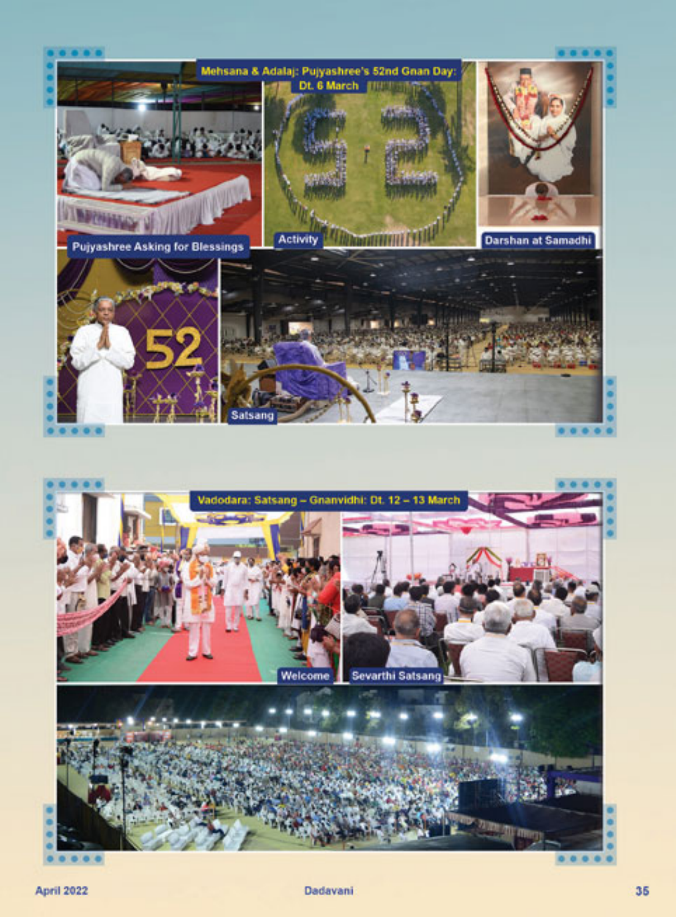## Mehsana & Adalaj: Pujyashree's 52nd Gnan Day: Dt. 6 March

Pujyashree Asking for Blessings

Activity

Darshan at Samadhi

Satsang

## Vadodara: Satsang – Gnanvidhi: Dt. 12 – 13 March

Welcome

Sevarthi Satsang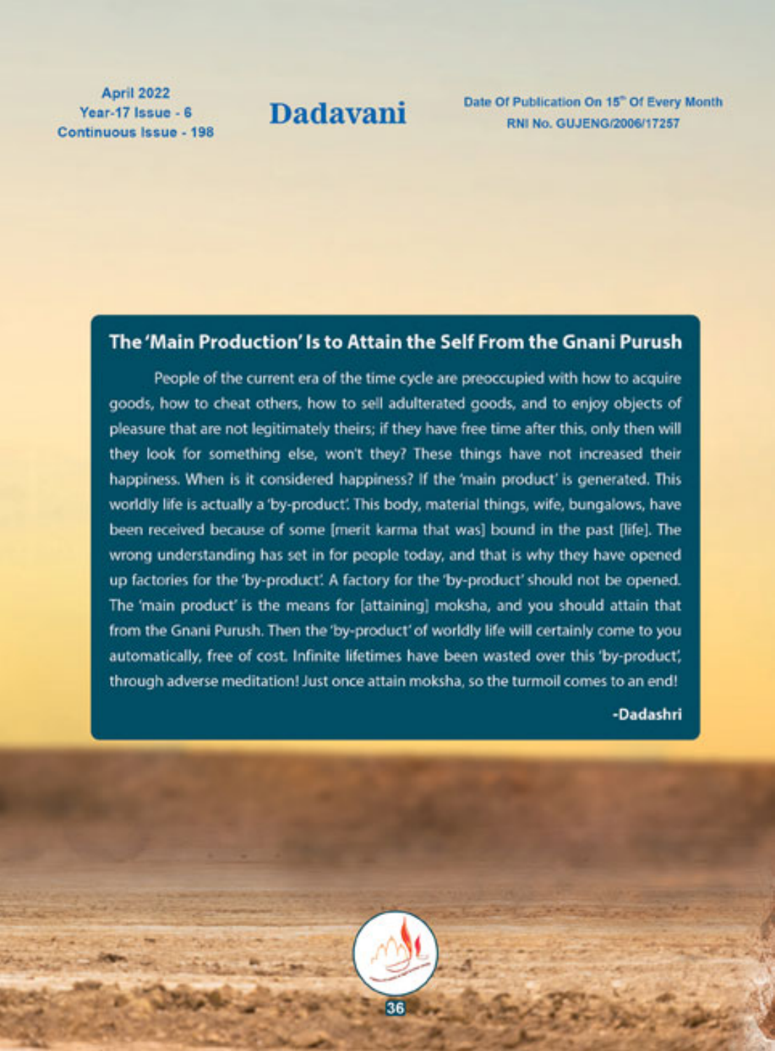## The 'Main Production' Is to Attain the Self From the Gnani Purush

People of the current era of the time cycle are preoccupied with how to acquire goods, how to cheat others, how to sell adulterated goods, and to enjoy objects of pleasure that are not legitimately theirs; if they have free time after this, only then will they look for something else, won't they? These things have not increased their happiness. When is it considered happiness? If the 'main product' is generated. This worldly life is actually a 'by-product'. This body, material things, wife, bungalows, have been received because of some [merit karma that was] bound in the past [life]. The wrong understanding has set in for people today, and that is why they have opened up factories for the 'by-product'. A factory for the 'by-product' should not be opened. The 'main product' is the means for [attaining] moksha, and you should attain that from the Gnani Purush. Then the 'by-product' of worldly life will certainly come to you automatically, free of cost. Infinite lifetimes have been wasted over this 'by-product', through adverse meditation! Just once attain moksha, so the turmoil comes to an end!

-Dadashri